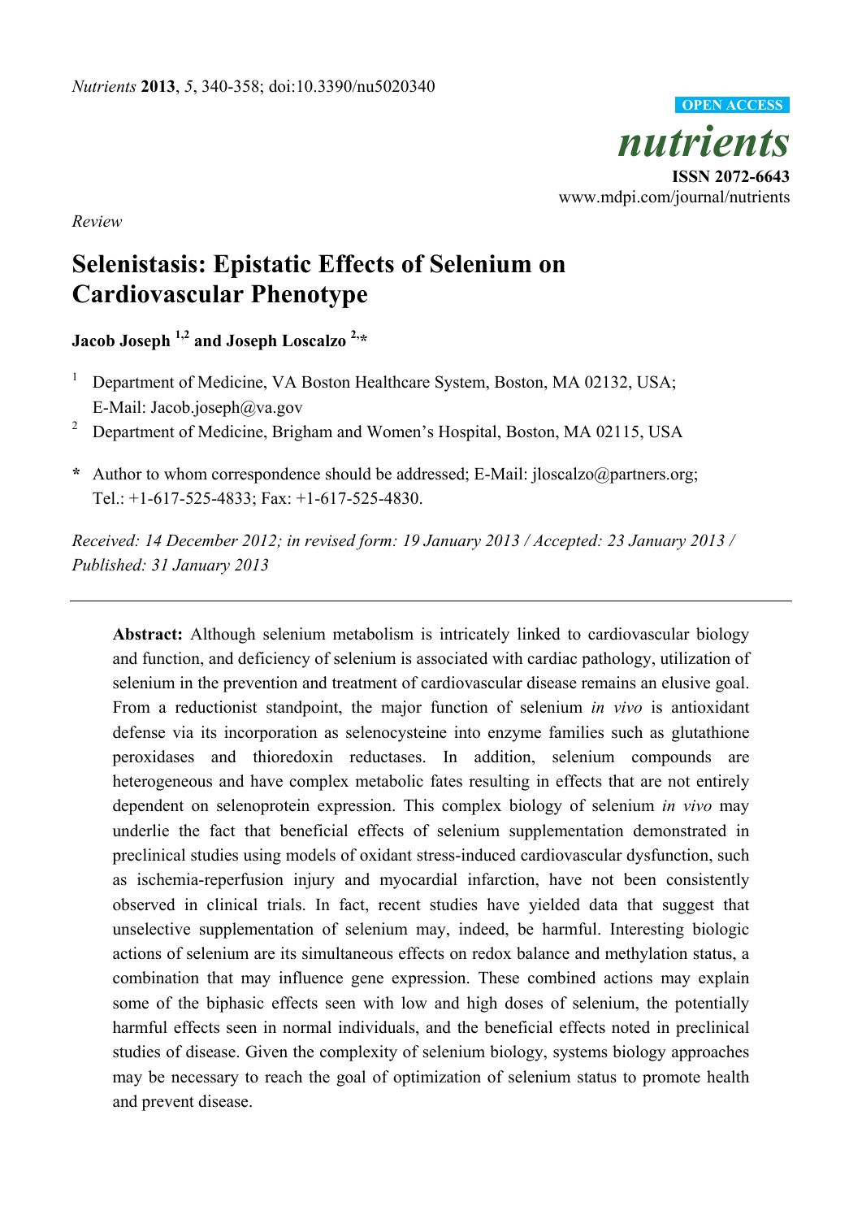*Nutrients* **2013**, *5*, 340-358; doi:10.3390/nu5020340

OPEN ACCESS

***nutrients***

**ISSN 2072-6643**
www.mdpi.com/journal/nutrients

*Review*

# Selenistasis: Epistatic Effects of Selenium on Cardiovascular Phenotype

**Jacob Joseph [1,2] and Joseph Loscalzo [2,*]**

[1] Department of Medicine, VA Boston Healthcare System, Boston, MA 02132, USA; E-Mail: Jacob.joseph@va.gov

[2] Department of Medicine, Brigham and Women's Hospital, Boston, MA 02115, USA

**\*** Author to whom correspondence should be addressed; E-Mail: jloscalzo@partners.org; Tel.: +1-617-525-4833; Fax: +1-617-525-4830.

*Received: 14 December 2012; in revised form: 19 January 2013 / Accepted: 23 January 2013 / Published: 31 January 2013*

---

**Abstract:** Although selenium metabolism is intricately linked to cardiovascular biology and function, and deficiency of selenium is associated with cardiac pathology, utilization of selenium in the prevention and treatment of cardiovascular disease remains an elusive goal. From a reductionist standpoint, the major function of selenium *in vivo* is antioxidant defense via its incorporation as selenocysteine into enzyme families such as glutathione peroxidases and thioredoxin reductases. In addition, selenium compounds are heterogeneous and have complex metabolic fates resulting in effects that are not entirely dependent on selenoprotein expression. This complex biology of selenium *in vivo* may underlie the fact that beneficial effects of selenium supplementation demonstrated in preclinical studies using models of oxidant stress-induced cardiovascular dysfunction, such as ischemia-reperfusion injury and myocardial infarction, have not been consistently observed in clinical trials. In fact, recent studies have yielded data that suggest that unselective supplementation of selenium may, indeed, be harmful. Interesting biologic actions of selenium are its simultaneous effects on redox balance and methylation status, a combination that may influence gene expression. These combined actions may explain some of the biphasic effects seen with low and high doses of selenium, the potentially harmful effects seen in normal individuals, and the beneficial effects noted in preclinical studies of disease. Given the complexity of selenium biology, systems biology approaches may be necessary to reach the goal of optimization of selenium status to promote health and prevent disease.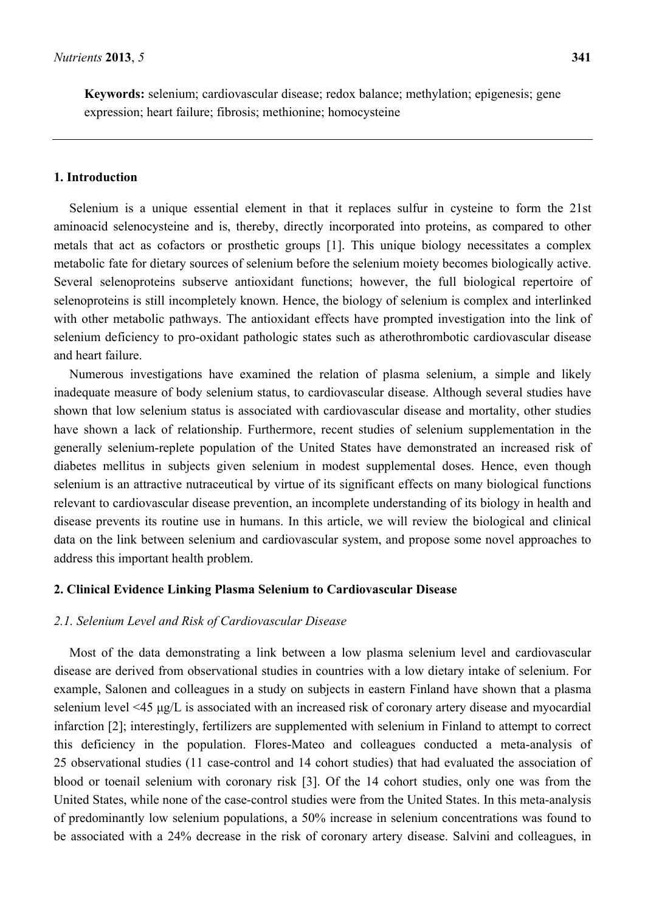**Keywords:** selenium; cardiovascular disease; redox balance; methylation; epigenesis; gene expression; heart failure; fibrosis; methionine; homocysteine

## 1. Introduction

Selenium is a unique essential element in that it replaces sulfur in cysteine to form the 21st aminoacid selenocysteine and is, thereby, directly incorporated into proteins, as compared to other metals that act as cofactors or prosthetic groups [1]. This unique biology necessitates a complex metabolic fate for dietary sources of selenium before the selenium moiety becomes biologically active. Several selenoproteins subserve antioxidant functions; however, the full biological repertoire of selenoproteins is still incompletely known. Hence, the biology of selenium is complex and interlinked with other metabolic pathways. The antioxidant effects have prompted investigation into the link of selenium deficiency to pro-oxidant pathologic states such as atherothrombotic cardiovascular disease and heart failure.

Numerous investigations have examined the relation of plasma selenium, a simple and likely inadequate measure of body selenium status, to cardiovascular disease. Although several studies have shown that low selenium status is associated with cardiovascular disease and mortality, other studies have shown a lack of relationship. Furthermore, recent studies of selenium supplementation in the generally selenium-replete population of the United States have demonstrated an increased risk of diabetes mellitus in subjects given selenium in modest supplemental doses. Hence, even though selenium is an attractive nutraceutical by virtue of its significant effects on many biological functions relevant to cardiovascular disease prevention, an incomplete understanding of its biology in health and disease prevents its routine use in humans. In this article, we will review the biological and clinical data on the link between selenium and cardiovascular system, and propose some novel approaches to address this important health problem.

## 2. Clinical Evidence Linking Plasma Selenium to Cardiovascular Disease

### *2.1. Selenium Level and Risk of Cardiovascular Disease*

Most of the data demonstrating a link between a low plasma selenium level and cardiovascular disease are derived from observational studies in countries with a low dietary intake of selenium. For example, Salonen and colleagues in a study on subjects in eastern Finland have shown that a plasma selenium level <45 μg/L is associated with an increased risk of coronary artery disease and myocardial infarction [2]; interestingly, fertilizers are supplemented with selenium in Finland to attempt to correct this deficiency in the population. Flores-Mateo and colleagues conducted a meta-analysis of 25 observational studies (11 case-control and 14 cohort studies) that had evaluated the association of blood or toenail selenium with coronary risk [3]. Of the 14 cohort studies, only one was from the United States, while none of the case-control studies were from the United States. In this meta-analysis of predominantly low selenium populations, a 50% increase in selenium concentrations was found to be associated with a 24% decrease in the risk of coronary artery disease. Salvini and colleagues, in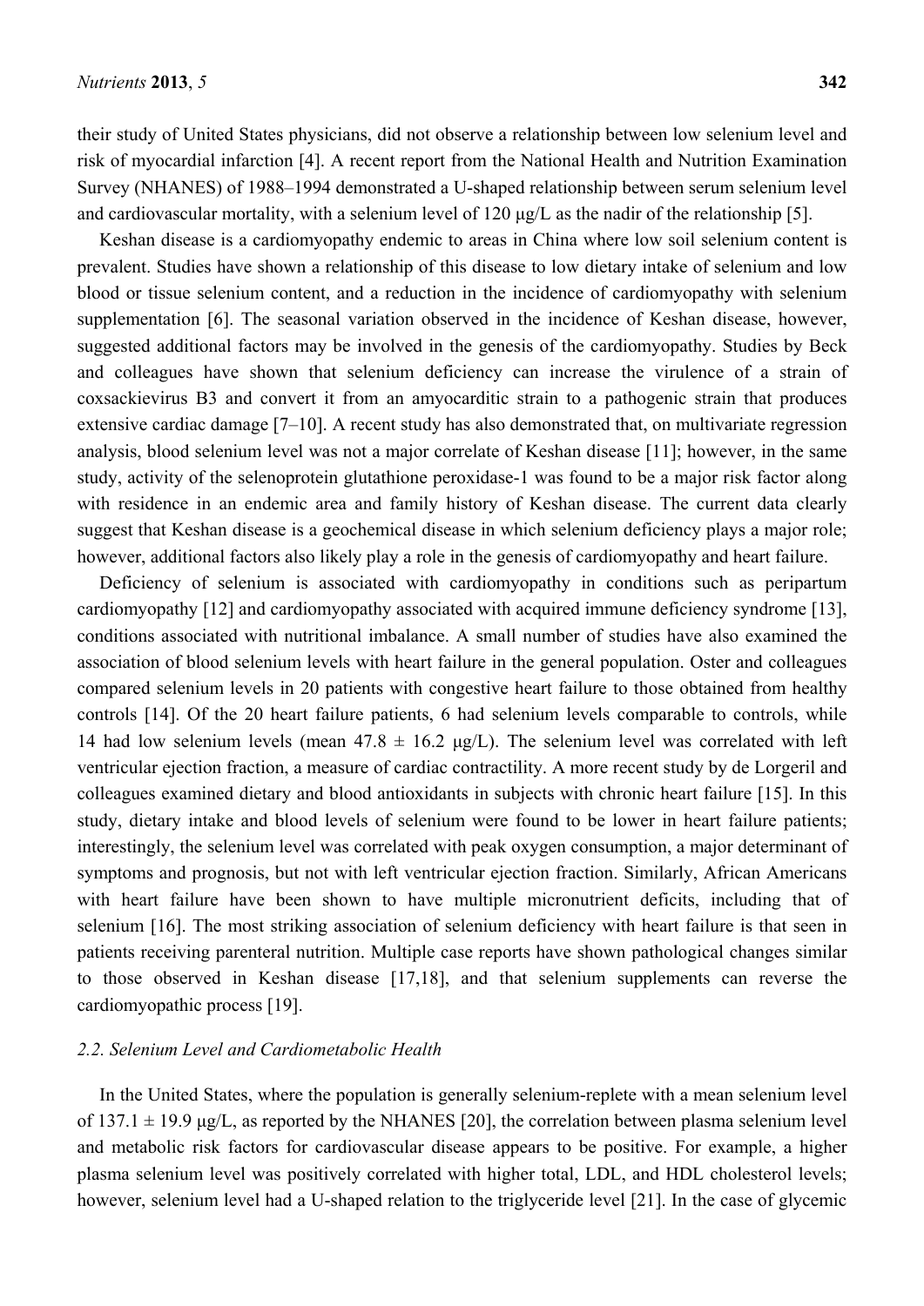their study of United States physicians, did not observe a relationship between low selenium level and risk of myocardial infarction [4]. A recent report from the National Health and Nutrition Examination Survey (NHANES) of 1988–1994 demonstrated a U-shaped relationship between serum selenium level and cardiovascular mortality, with a selenium level of 120 μg/L as the nadir of the relationship [5].

Keshan disease is a cardiomyopathy endemic to areas in China where low soil selenium content is prevalent. Studies have shown a relationship of this disease to low dietary intake of selenium and low blood or tissue selenium content, and a reduction in the incidence of cardiomyopathy with selenium supplementation [6]. The seasonal variation observed in the incidence of Keshan disease, however, suggested additional factors may be involved in the genesis of the cardiomyopathy. Studies by Beck and colleagues have shown that selenium deficiency can increase the virulence of a strain of coxsackievirus B3 and convert it from an amyocarditic strain to a pathogenic strain that produces extensive cardiac damage [7–10]. A recent study has also demonstrated that, on multivariate regression analysis, blood selenium level was not a major correlate of Keshan disease [11]; however, in the same study, activity of the selenoprotein glutathione peroxidase-1 was found to be a major risk factor along with residence in an endemic area and family history of Keshan disease. The current data clearly suggest that Keshan disease is a geochemical disease in which selenium deficiency plays a major role; however, additional factors also likely play a role in the genesis of cardiomyopathy and heart failure.

Deficiency of selenium is associated with cardiomyopathy in conditions such as peripartum cardiomyopathy [12] and cardiomyopathy associated with acquired immune deficiency syndrome [13], conditions associated with nutritional imbalance. A small number of studies have also examined the association of blood selenium levels with heart failure in the general population. Oster and colleagues compared selenium levels in 20 patients with congestive heart failure to those obtained from healthy controls [14]. Of the 20 heart failure patients, 6 had selenium levels comparable to controls, while 14 had low selenium levels (mean 47.8 ± 16.2 μg/L). The selenium level was correlated with left ventricular ejection fraction, a measure of cardiac contractility. A more recent study by de Lorgeril and colleagues examined dietary and blood antioxidants in subjects with chronic heart failure [15]. In this study, dietary intake and blood levels of selenium were found to be lower in heart failure patients; interestingly, the selenium level was correlated with peak oxygen consumption, a major determinant of symptoms and prognosis, but not with left ventricular ejection fraction. Similarly, African Americans with heart failure have been shown to have multiple micronutrient deficits, including that of selenium [16]. The most striking association of selenium deficiency with heart failure is that seen in patients receiving parenteral nutrition. Multiple case reports have shown pathological changes similar to those observed in Keshan disease [17,18], and that selenium supplements can reverse the cardiomyopathic process [19].

### *2.2. Selenium Level and Cardiometabolic Health*

In the United States, where the population is generally selenium-replete with a mean selenium level of 137.1 ± 19.9 μg/L, as reported by the NHANES [20], the correlation between plasma selenium level and metabolic risk factors for cardiovascular disease appears to be positive. For example, a higher plasma selenium level was positively correlated with higher total, LDL, and HDL cholesterol levels; however, selenium level had a U-shaped relation to the triglyceride level [21]. In the case of glycemic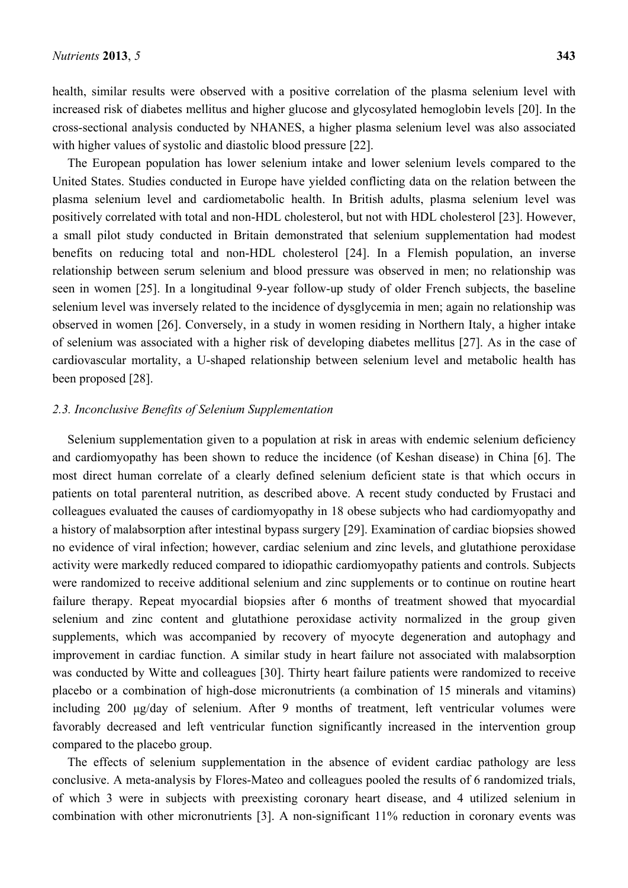health, similar results were observed with a positive correlation of the plasma selenium level with increased risk of diabetes mellitus and higher glucose and glycosylated hemoglobin levels [20]. In the cross-sectional analysis conducted by NHANES, a higher plasma selenium level was also associated with higher values of systolic and diastolic blood pressure [22].

The European population has lower selenium intake and lower selenium levels compared to the United States. Studies conducted in Europe have yielded conflicting data on the relation between the plasma selenium level and cardiometabolic health. In British adults, plasma selenium level was positively correlated with total and non-HDL cholesterol, but not with HDL cholesterol [23]. However, a small pilot study conducted in Britain demonstrated that selenium supplementation had modest benefits on reducing total and non-HDL cholesterol [24]. In a Flemish population, an inverse relationship between serum selenium and blood pressure was observed in men; no relationship was seen in women [25]. In a longitudinal 9-year follow-up study of older French subjects, the baseline selenium level was inversely related to the incidence of dysglycemia in men; again no relationship was observed in women [26]. Conversely, in a study in women residing in Northern Italy, a higher intake of selenium was associated with a higher risk of developing diabetes mellitus [27]. As in the case of cardiovascular mortality, a U-shaped relationship between selenium level and metabolic health has been proposed [28].

### *2.3. Inconclusive Benefits of Selenium Supplementation*

Selenium supplementation given to a population at risk in areas with endemic selenium deficiency and cardiomyopathy has been shown to reduce the incidence (of Keshan disease) in China [6]. The most direct human correlate of a clearly defined selenium deficient state is that which occurs in patients on total parenteral nutrition, as described above. A recent study conducted by Frustaci and colleagues evaluated the causes of cardiomyopathy in 18 obese subjects who had cardiomyopathy and a history of malabsorption after intestinal bypass surgery [29]. Examination of cardiac biopsies showed no evidence of viral infection; however, cardiac selenium and zinc levels, and glutathione peroxidase activity were markedly reduced compared to idiopathic cardiomyopathy patients and controls. Subjects were randomized to receive additional selenium and zinc supplements or to continue on routine heart failure therapy. Repeat myocardial biopsies after 6 months of treatment showed that myocardial selenium and zinc content and glutathione peroxidase activity normalized in the group given supplements, which was accompanied by recovery of myocyte degeneration and autophagy and improvement in cardiac function. A similar study in heart failure not associated with malabsorption was conducted by Witte and colleagues [30]. Thirty heart failure patients were randomized to receive placebo or a combination of high-dose micronutrients (a combination of 15 minerals and vitamins) including 200 μg/day of selenium. After 9 months of treatment, left ventricular volumes were favorably decreased and left ventricular function significantly increased in the intervention group compared to the placebo group.

The effects of selenium supplementation in the absence of evident cardiac pathology are less conclusive. A meta-analysis by Flores-Mateo and colleagues pooled the results of 6 randomized trials, of which 3 were in subjects with preexisting coronary heart disease, and 4 utilized selenium in combination with other micronutrients [3]. A non-significant 11% reduction in coronary events was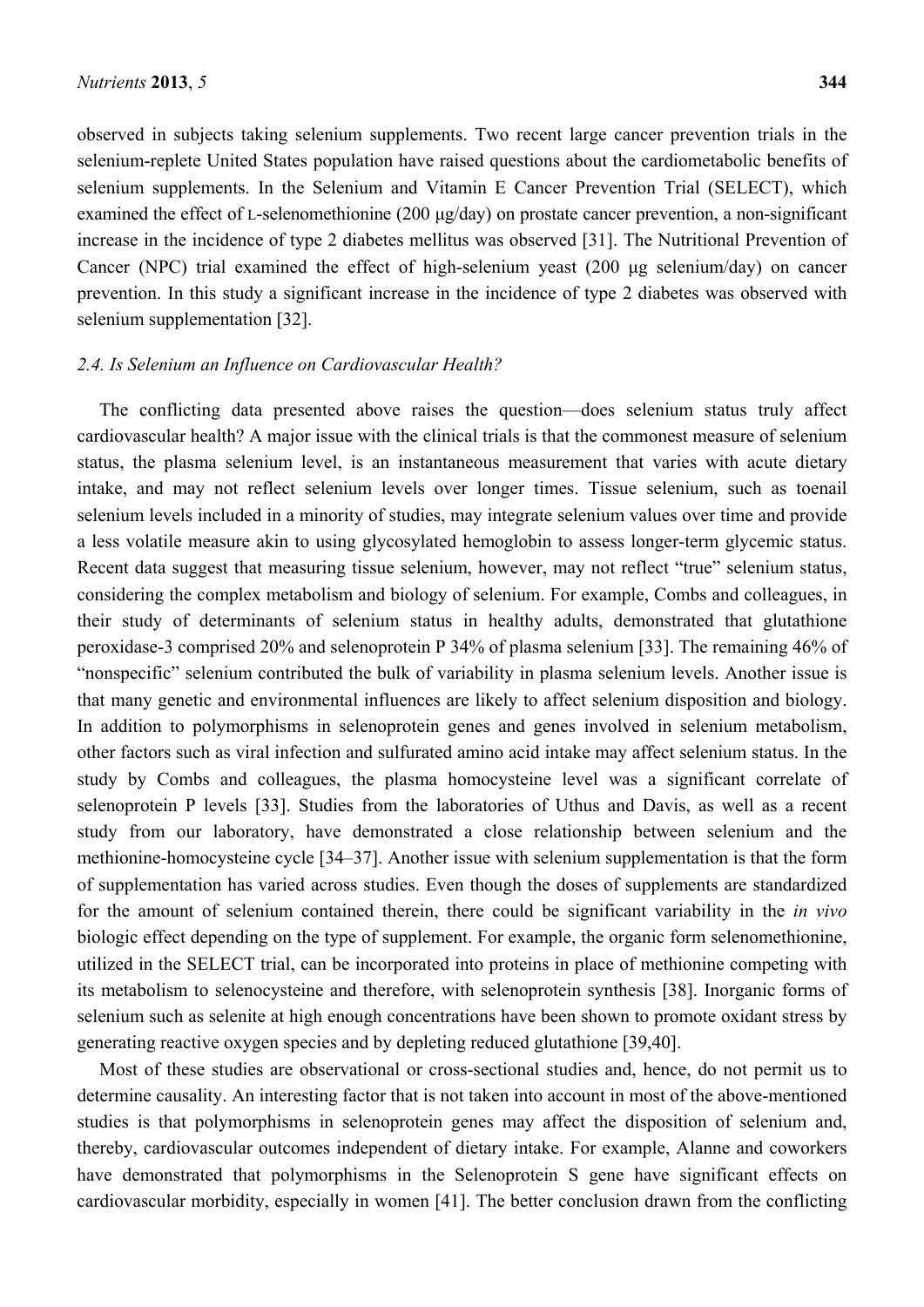observed in subjects taking selenium supplements. Two recent large cancer prevention trials in the selenium-replete United States population have raised questions about the cardiometabolic benefits of selenium supplements. In the Selenium and Vitamin E Cancer Prevention Trial (SELECT), which examined the effect of L-selenomethionine (200 μg/day) on prostate cancer prevention, a non-significant increase in the incidence of type 2 diabetes mellitus was observed [31]. The Nutritional Prevention of Cancer (NPC) trial examined the effect of high-selenium yeast (200 μg selenium/day) on cancer prevention. In this study a significant increase in the incidence of type 2 diabetes was observed with selenium supplementation [32].

### *2.4. Is Selenium an Influence on Cardiovascular Health?*

The conflicting data presented above raises the question—does selenium status truly affect cardiovascular health? A major issue with the clinical trials is that the commonest measure of selenium status, the plasma selenium level, is an instantaneous measurement that varies with acute dietary intake, and may not reflect selenium levels over longer times. Tissue selenium, such as toenail selenium levels included in a minority of studies, may integrate selenium values over time and provide a less volatile measure akin to using glycosylated hemoglobin to assess longer-term glycemic status. Recent data suggest that measuring tissue selenium, however, may not reflect "true" selenium status, considering the complex metabolism and biology of selenium. For example, Combs and colleagues, in their study of determinants of selenium status in healthy adults, demonstrated that glutathione peroxidase-3 comprised 20% and selenoprotein P 34% of plasma selenium [33]. The remaining 46% of "nonspecific" selenium contributed the bulk of variability in plasma selenium levels. Another issue is that many genetic and environmental influences are likely to affect selenium disposition and biology. In addition to polymorphisms in selenoprotein genes and genes involved in selenium metabolism, other factors such as viral infection and sulfurated amino acid intake may affect selenium status. In the study by Combs and colleagues, the plasma homocysteine level was a significant correlate of selenoprotein P levels [33]. Studies from the laboratories of Uthus and Davis, as well as a recent study from our laboratory, have demonstrated a close relationship between selenium and the methionine-homocysteine cycle [34–37]. Another issue with selenium supplementation is that the form of supplementation has varied across studies. Even though the doses of supplements are standardized for the amount of selenium contained therein, there could be significant variability in the *in vivo* biologic effect depending on the type of supplement. For example, the organic form selenomethionine, utilized in the SELECT trial, can be incorporated into proteins in place of methionine competing with its metabolism to selenocysteine and therefore, with selenoprotein synthesis [38]. Inorganic forms of selenium such as selenite at high enough concentrations have been shown to promote oxidant stress by generating reactive oxygen species and by depleting reduced glutathione [39,40].

Most of these studies are observational or cross-sectional studies and, hence, do not permit us to determine causality. An interesting factor that is not taken into account in most of the above-mentioned studies is that polymorphisms in selenoprotein genes may affect the disposition of selenium and, thereby, cardiovascular outcomes independent of dietary intake. For example, Alanne and coworkers have demonstrated that polymorphisms in the Selenoprotein S gene have significant effects on cardiovascular morbidity, especially in women [41]. The better conclusion drawn from the conflicting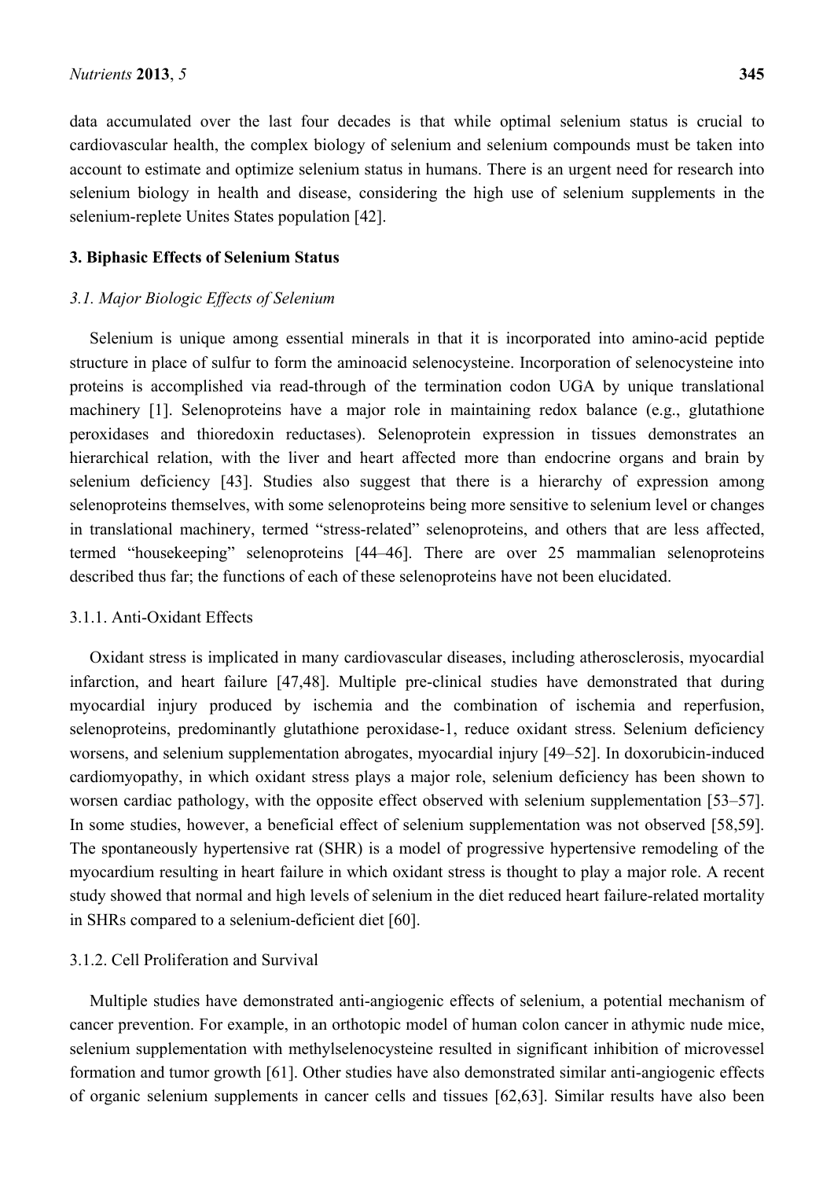data accumulated over the last four decades is that while optimal selenium status is crucial to cardiovascular health, the complex biology of selenium and selenium compounds must be taken into account to estimate and optimize selenium status in humans. There is an urgent need for research into selenium biology in health and disease, considering the high use of selenium supplements in the selenium-replete Unites States population [42].

## 3. Biphasic Effects of Selenium Status

### *3.1. Major Biologic Effects of Selenium*

Selenium is unique among essential minerals in that it is incorporated into amino-acid peptide structure in place of sulfur to form the aminoacid selenocysteine. Incorporation of selenocysteine into proteins is accomplished via read-through of the termination codon UGA by unique translational machinery [1]. Selenoproteins have a major role in maintaining redox balance (e.g., glutathione peroxidases and thioredoxin reductases). Selenoprotein expression in tissues demonstrates an hierarchical relation, with the liver and heart affected more than endocrine organs and brain by selenium deficiency [43]. Studies also suggest that there is a hierarchy of expression among selenoproteins themselves, with some selenoproteins being more sensitive to selenium level or changes in translational machinery, termed "stress-related" selenoproteins, and others that are less affected, termed "housekeeping" selenoproteins [44–46]. There are over 25 mammalian selenoproteins described thus far; the functions of each of these selenoproteins have not been elucidated.

#### 3.1.1. Anti-Oxidant Effects

Oxidant stress is implicated in many cardiovascular diseases, including atherosclerosis, myocardial infarction, and heart failure [47,48]. Multiple pre-clinical studies have demonstrated that during myocardial injury produced by ischemia and the combination of ischemia and reperfusion, selenoproteins, predominantly glutathione peroxidase-1, reduce oxidant stress. Selenium deficiency worsens, and selenium supplementation abrogates, myocardial injury [49–52]. In doxorubicin-induced cardiomyopathy, in which oxidant stress plays a major role, selenium deficiency has been shown to worsen cardiac pathology, with the opposite effect observed with selenium supplementation [53–57]. In some studies, however, a beneficial effect of selenium supplementation was not observed [58,59]. The spontaneously hypertensive rat (SHR) is a model of progressive hypertensive remodeling of the myocardium resulting in heart failure in which oxidant stress is thought to play a major role. A recent study showed that normal and high levels of selenium in the diet reduced heart failure-related mortality in SHRs compared to a selenium-deficient diet [60].

#### 3.1.2. Cell Proliferation and Survival

Multiple studies have demonstrated anti-angiogenic effects of selenium, a potential mechanism of cancer prevention. For example, in an orthotopic model of human colon cancer in athymic nude mice, selenium supplementation with methylselenocysteine resulted in significant inhibition of microvessel formation and tumor growth [61]. Other studies have also demonstrated similar anti-angiogenic effects of organic selenium supplements in cancer cells and tissues [62,63]. Similar results have also been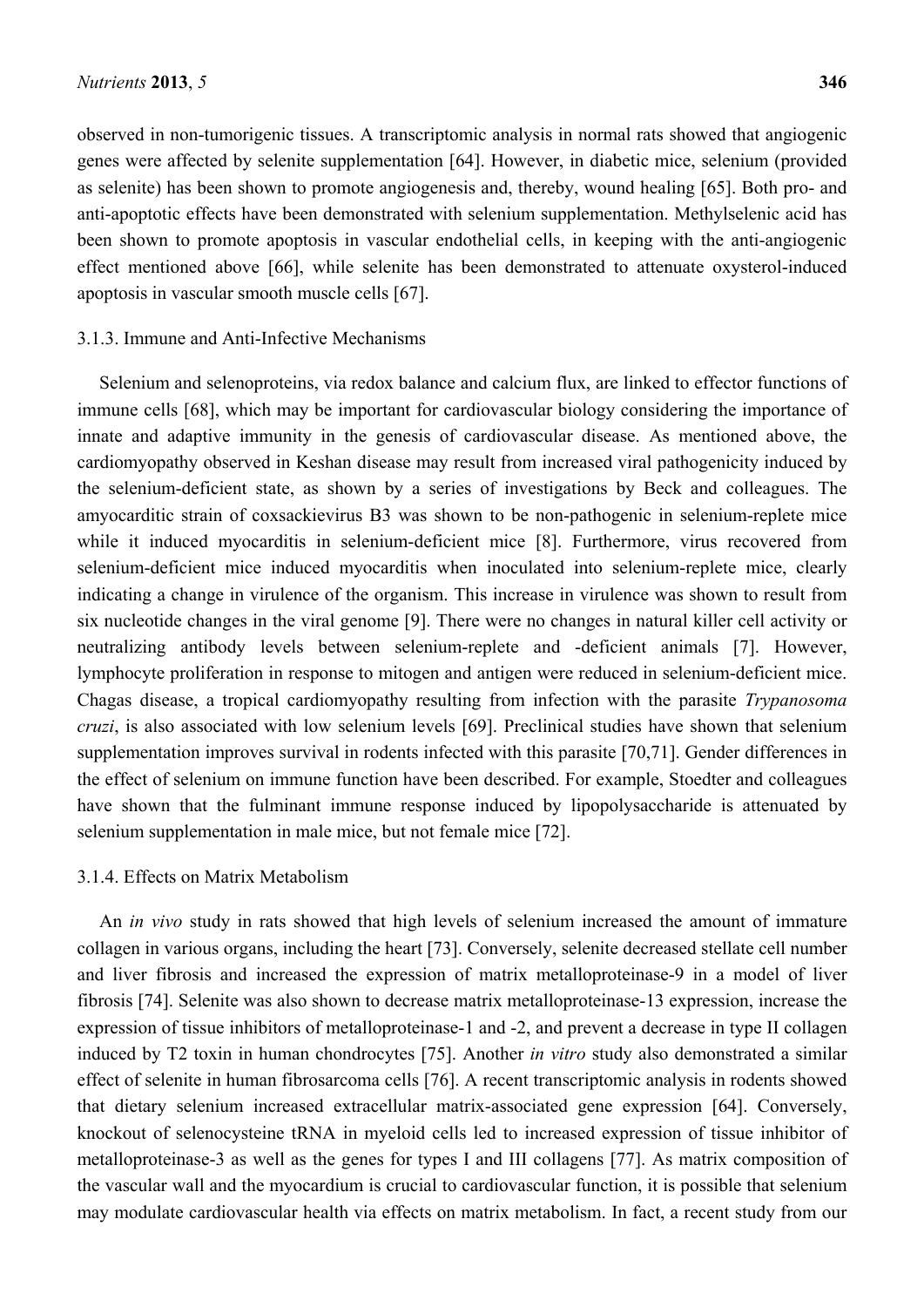observed in non-tumorigenic tissues. A transcriptomic analysis in normal rats showed that angiogenic genes were affected by selenite supplementation [64]. However, in diabetic mice, selenium (provided as selenite) has been shown to promote angiogenesis and, thereby, wound healing [65]. Both pro- and anti-apoptotic effects have been demonstrated with selenium supplementation. Methylselenic acid has been shown to promote apoptosis in vascular endothelial cells, in keeping with the anti-angiogenic effect mentioned above [66], while selenite has been demonstrated to attenuate oxysterol-induced apoptosis in vascular smooth muscle cells [67].

#### 3.1.3. Immune and Anti-Infective Mechanisms

Selenium and selenoproteins, via redox balance and calcium flux, are linked to effector functions of immune cells [68], which may be important for cardiovascular biology considering the importance of innate and adaptive immunity in the genesis of cardiovascular disease. As mentioned above, the cardiomyopathy observed in Keshan disease may result from increased viral pathogenicity induced by the selenium-deficient state, as shown by a series of investigations by Beck and colleagues. The amyocarditic strain of coxsackievirus B3 was shown to be non-pathogenic in selenium-replete mice while it induced myocarditis in selenium-deficient mice [8]. Furthermore, virus recovered from selenium-deficient mice induced myocarditis when inoculated into selenium-replete mice, clearly indicating a change in virulence of the organism. This increase in virulence was shown to result from six nucleotide changes in the viral genome [9]. There were no changes in natural killer cell activity or neutralizing antibody levels between selenium-replete and -deficient animals [7]. However, lymphocyte proliferation in response to mitogen and antigen were reduced in selenium-deficient mice. Chagas disease, a tropical cardiomyopathy resulting from infection with the parasite *Trypanosoma cruzi*, is also associated with low selenium levels [69]. Preclinical studies have shown that selenium supplementation improves survival in rodents infected with this parasite [70,71]. Gender differences in the effect of selenium on immune function have been described. For example, Stoedter and colleagues have shown that the fulminant immune response induced by lipopolysaccharide is attenuated by selenium supplementation in male mice, but not female mice [72].

#### 3.1.4. Effects on Matrix Metabolism

An *in vivo* study in rats showed that high levels of selenium increased the amount of immature collagen in various organs, including the heart [73]. Conversely, selenite decreased stellate cell number and liver fibrosis and increased the expression of matrix metalloproteinase-9 in a model of liver fibrosis [74]. Selenite was also shown to decrease matrix metalloproteinase-13 expression, increase the expression of tissue inhibitors of metalloproteinase-1 and -2, and prevent a decrease in type II collagen induced by T2 toxin in human chondrocytes [75]. Another *in vitro* study also demonstrated a similar effect of selenite in human fibrosarcoma cells [76]. A recent transcriptomic analysis in rodents showed that dietary selenium increased extracellular matrix-associated gene expression [64]. Conversely, knockout of selenocysteine tRNA in myeloid cells led to increased expression of tissue inhibitor of metalloproteinase-3 as well as the genes for types I and III collagens [77]. As matrix composition of the vascular wall and the myocardium is crucial to cardiovascular function, it is possible that selenium may modulate cardiovascular health via effects on matrix metabolism. In fact, a recent study from our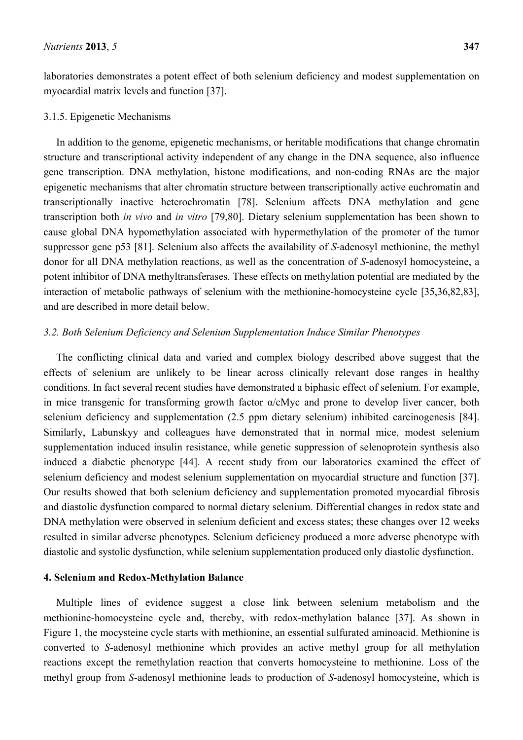laboratories demonstrates a potent effect of both selenium deficiency and modest supplementation on myocardial matrix levels and function [37].

#### 3.1.5. Epigenetic Mechanisms

In addition to the genome, epigenetic mechanisms, or heritable modifications that change chromatin structure and transcriptional activity independent of any change in the DNA sequence, also influence gene transcription. DNA methylation, histone modifications, and non-coding RNAs are the major epigenetic mechanisms that alter chromatin structure between transcriptionally active euchromatin and transcriptionally inactive heterochromatin [78]. Selenium affects DNA methylation and gene transcription both *in vivo* and *in vitro* [79,80]. Dietary selenium supplementation has been shown to cause global DNA hypomethylation associated with hypermethylation of the promoter of the tumor suppressor gene p53 [81]. Selenium also affects the availability of *S*-adenosyl methionine, the methyl donor for all DNA methylation reactions, as well as the concentration of *S*-adenosyl homocysteine, a potent inhibitor of DNA methyltransferases. These effects on methylation potential are mediated by the interaction of metabolic pathways of selenium with the methionine-homocysteine cycle [35,36,82,83], and are described in more detail below.

### *3.2. Both Selenium Deficiency and Selenium Supplementation Induce Similar Phenotypes*

The conflicting clinical data and varied and complex biology described above suggest that the effects of selenium are unlikely to be linear across clinically relevant dose ranges in healthy conditions. In fact several recent studies have demonstrated a biphasic effect of selenium. For example, in mice transgenic for transforming growth factor α/cMyc and prone to develop liver cancer, both selenium deficiency and supplementation (2.5 ppm dietary selenium) inhibited carcinogenesis [84]. Similarly, Labunskyy and colleagues have demonstrated that in normal mice, modest selenium supplementation induced insulin resistance, while genetic suppression of selenoprotein synthesis also induced a diabetic phenotype [44]. A recent study from our laboratories examined the effect of selenium deficiency and modest selenium supplementation on myocardial structure and function [37]. Our results showed that both selenium deficiency and supplementation promoted myocardial fibrosis and diastolic dysfunction compared to normal dietary selenium. Differential changes in redox state and DNA methylation were observed in selenium deficient and excess states; these changes over 12 weeks resulted in similar adverse phenotypes. Selenium deficiency produced a more adverse phenotype with diastolic and systolic dysfunction, while selenium supplementation produced only diastolic dysfunction.

## 4. Selenium and Redox-Methylation Balance

Multiple lines of evidence suggest a close link between selenium metabolism and the methionine-homocysteine cycle and, thereby, with redox-methylation balance [37]. As shown in Figure 1, the mocysteine cycle starts with methionine, an essential sulfurated aminoacid. Methionine is converted to *S*-adenosyl methionine which provides an active methyl group for all methylation reactions except the remethylation reaction that converts homocysteine to methionine. Loss of the methyl group from *S*-adenosyl methionine leads to production of *S*-adenosyl homocysteine, which is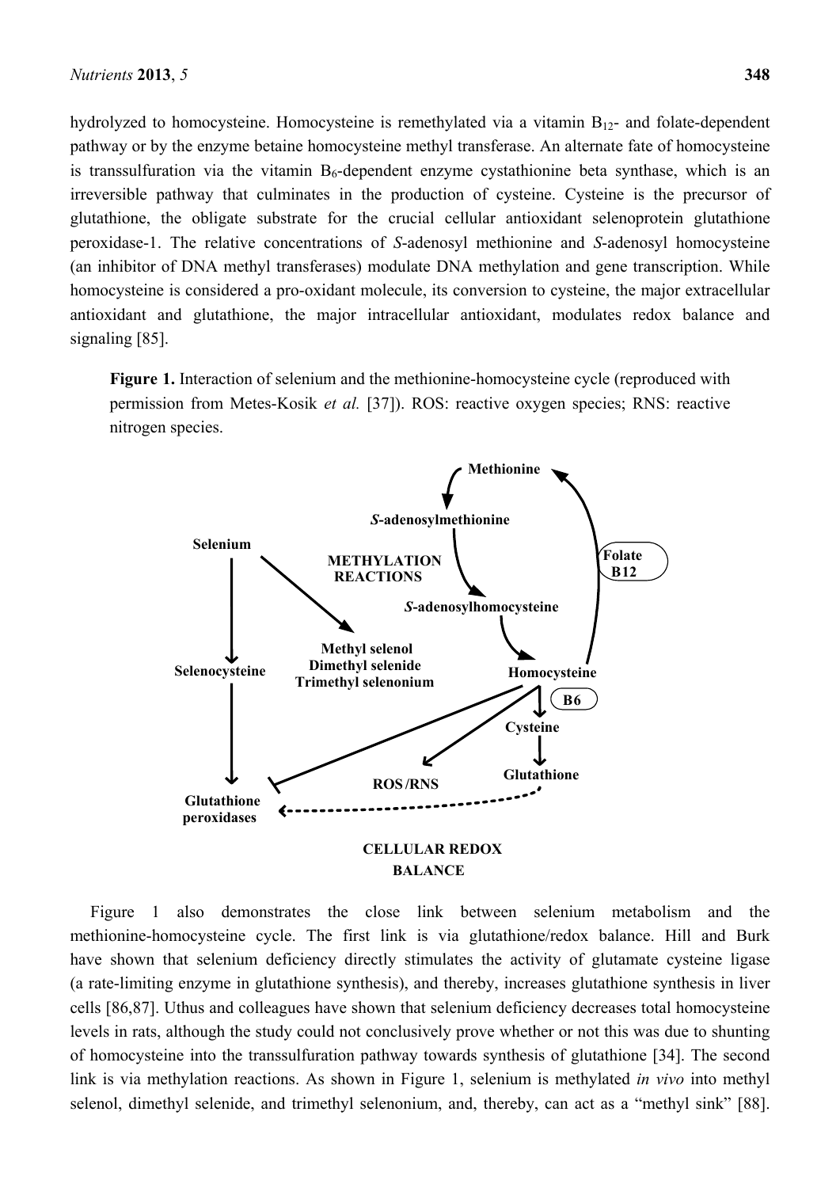hydrolyzed to homocysteine. Homocysteine is remethylated via a vitamin $B_{12}$- and folate-dependent pathway or by the enzyme betaine homocysteine methyl transferase. An alternate fate of homocysteine is transsulfuration via the vitamin $B_6$-dependent enzyme cystathionine beta synthase, which is an irreversible pathway that culminates in the production of cysteine. Cysteine is the precursor of glutathione, the obligate substrate for the crucial cellular antioxidant selenoprotein glutathione peroxidase-1. The relative concentrations of *S*-adenosyl methionine and *S*-adenosyl homocysteine (an inhibitor of DNA methyl transferases) modulate DNA methylation and gene transcription. While homocysteine is considered a pro-oxidant molecule, its conversion to cysteine, the major extracellular antioxidant and glutathione, the major intracellular antioxidant, modulates redox balance and signaling [85].

**Figure 1.** Interaction of selenium and the methionine-homocysteine cycle (reproduced with permission from Metes-Kosik *et al.* [37]). ROS: reactive oxygen species; RNS: reactive nitrogen species.

Figure 1 also demonstrates the close link between selenium metabolism and the methionine-homocysteine cycle. The first link is via glutathione/redox balance. Hill and Burk have shown that selenium deficiency directly stimulates the activity of glutamate cysteine ligase (a rate-limiting enzyme in glutathione synthesis), and thereby, increases glutathione synthesis in liver cells [86,87]. Uthus and colleagues have shown that selenium deficiency decreases total homocysteine levels in rats, although the study could not conclusively prove whether or not this was due to shunting of homocysteine into the transsulfuration pathway towards synthesis of glutathione [34]. The second link is via methylation reactions. As shown in Figure 1, selenium is methylated *in vivo* into methyl selenol, dimethyl selenide, and trimethyl selenonium, and, thereby, can act as a "methyl sink" [88].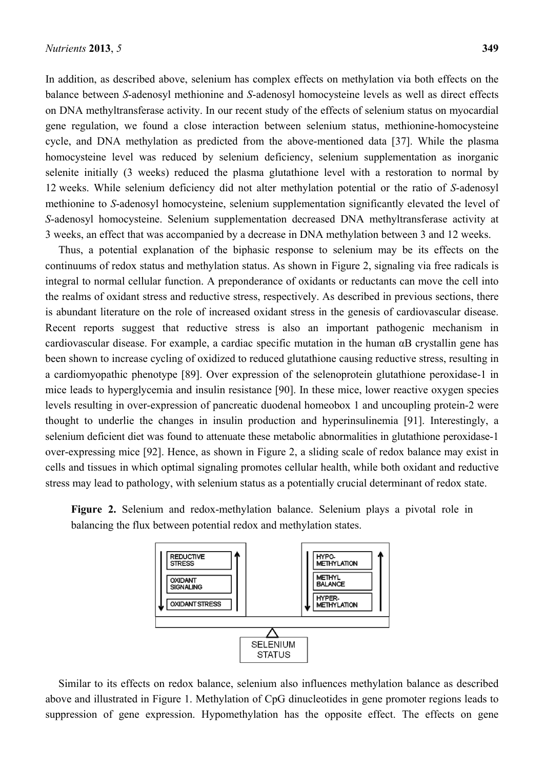In addition, as described above, selenium has complex effects on methylation via both effects on the balance between *S*-adenosyl methionine and *S*-adenosyl homocysteine levels as well as direct effects on DNA methyltransferase activity. In our recent study of the effects of selenium status on myocardial gene regulation, we found a close interaction between selenium status, methionine-homocysteine cycle, and DNA methylation as predicted from the above-mentioned data [37]. While the plasma homocysteine level was reduced by selenium deficiency, selenium supplementation as inorganic selenite initially (3 weeks) reduced the plasma glutathione level with a restoration to normal by 12 weeks. While selenium deficiency did not alter methylation potential or the ratio of *S*-adenosyl methionine to *S*-adenosyl homocysteine, selenium supplementation significantly elevated the level of *S*-adenosyl homocysteine. Selenium supplementation decreased DNA methyltransferase activity at 3 weeks, an effect that was accompanied by a decrease in DNA methylation between 3 and 12 weeks.

Thus, a potential explanation of the biphasic response to selenium may be its effects on the continuums of redox status and methylation status. As shown in Figure 2, signaling via free radicals is integral to normal cellular function. A preponderance of oxidants or reductants can move the cell into the realms of oxidant stress and reductive stress, respectively. As described in previous sections, there is abundant literature on the role of increased oxidant stress in the genesis of cardiovascular disease. Recent reports suggest that reductive stress is also an important pathogenic mechanism in cardiovascular disease. For example, a cardiac specific mutation in the human αB crystallin gene has been shown to increase cycling of oxidized to reduced glutathione causing reductive stress, resulting in a cardiomyopathic phenotype [89]. Over expression of the selenoprotein glutathione peroxidase-1 in mice leads to hyperglycemia and insulin resistance [90]. In these mice, lower reactive oxygen species levels resulting in over-expression of pancreatic duodenal homeobox 1 and uncoupling protein-2 were thought to underlie the changes in insulin production and hyperinsulinemia [91]. Interestingly, a selenium deficient diet was found to attenuate these metabolic abnormalities in glutathione peroxidase-1 over-expressing mice [92]. Hence, as shown in Figure 2, a sliding scale of redox balance may exist in cells and tissues in which optimal signaling promotes cellular health, while both oxidant and reductive stress may lead to pathology, with selenium status as a potentially crucial determinant of redox state.

**Figure 2.** Selenium and redox-methylation balance. Selenium plays a pivotal role in balancing the flux between potential redox and methylation states.

REDUCTIVE STRESS | OXIDANT SIGNALING | OXIDANT STRESS

HYPO-METHYLATION | METHYL BALANCE | HYPER-METHYLATION

SELENIUM STATUS

Similar to its effects on redox balance, selenium also influences methylation balance as described above and illustrated in Figure 1. Methylation of CpG dinucleotides in gene promoter regions leads to suppression of gene expression. Hypomethylation has the opposite effect. The effects on gene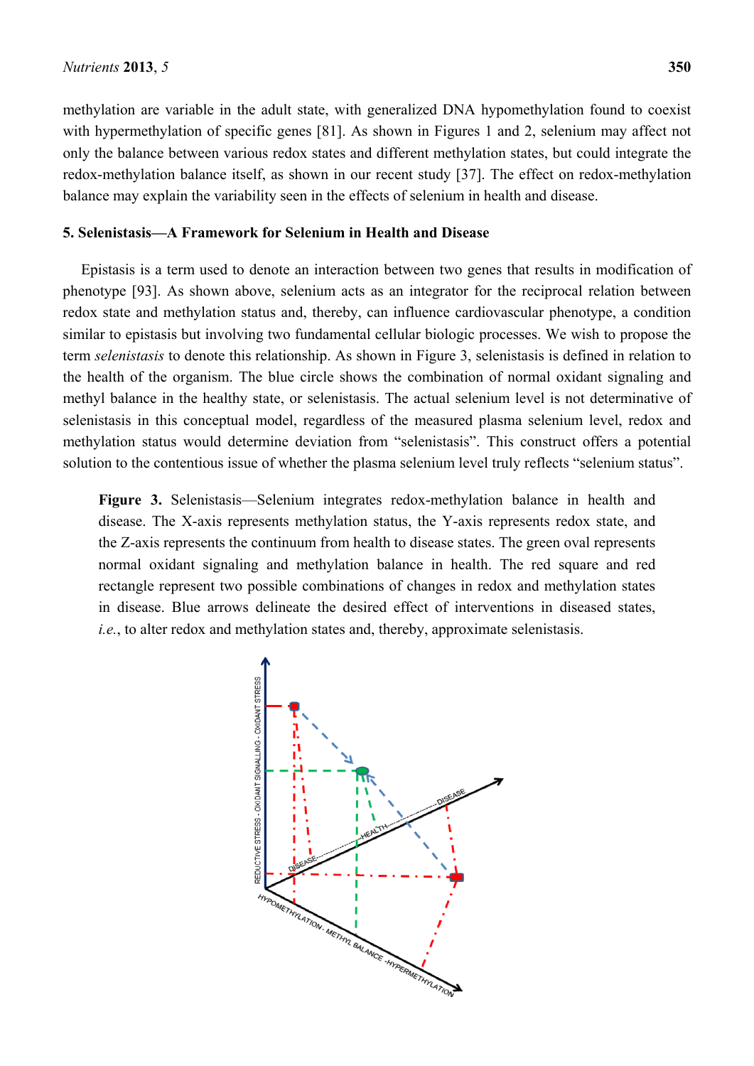methylation are variable in the adult state, with generalized DNA hypomethylation found to coexist with hypermethylation of specific genes [81]. As shown in Figures 1 and 2, selenium may affect not only the balance between various redox states and different methylation states, but could integrate the redox-methylation balance itself, as shown in our recent study [37]. The effect on redox-methylation balance may explain the variability seen in the effects of selenium in health and disease.

## 5. Selenistasis—A Framework for Selenium in Health and Disease

Epistasis is a term used to denote an interaction between two genes that results in modification of phenotype [93]. As shown above, selenium acts as an integrator for the reciprocal relation between redox state and methylation status and, thereby, can influence cardiovascular phenotype, a condition similar to epistasis but involving two fundamental cellular biologic processes. We wish to propose the term *selenistasis* to denote this relationship. As shown in Figure 3, selenistasis is defined in relation to the health of the organism. The blue circle shows the combination of normal oxidant signaling and methyl balance in the healthy state, or selenistasis. The actual selenium level is not determinative of selenistasis in this conceptual model, regardless of the measured plasma selenium level, redox and methylation status would determine deviation from "selenistasis". This construct offers a potential solution to the contentious issue of whether the plasma selenium level truly reflects "selenium status".

**Figure 3.** Selenistasis—Selenium integrates redox-methylation balance in health and disease. The X-axis represents methylation status, the Y-axis represents redox state, and the Z-axis represents the continuum from health to disease states. The green oval represents normal oxidant signaling and methylation balance in health. The red square and red rectangle represent two possible combinations of changes in redox and methylation states in disease. Blue arrows delineate the desired effect of interventions in diseased states, *i.e.*, to alter redox and methylation states and, thereby, approximate selenistasis.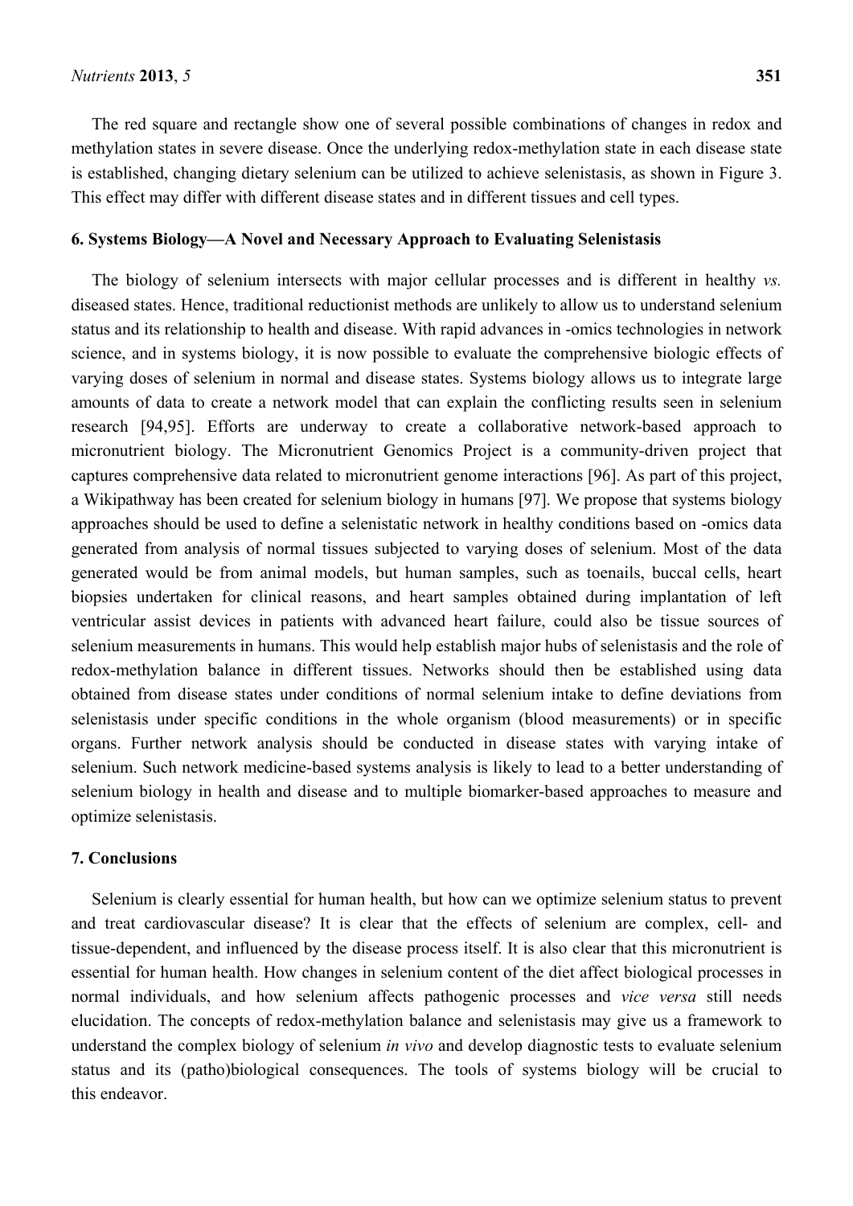The red square and rectangle show one of several possible combinations of changes in redox and methylation states in severe disease. Once the underlying redox-methylation state in each disease state is established, changing dietary selenium can be utilized to achieve selenistasis, as shown in Figure 3. This effect may differ with different disease states and in different tissues and cell types.

## 6. Systems Biology—A Novel and Necessary Approach to Evaluating Selenistasis

The biology of selenium intersects with major cellular processes and is different in healthy *vs.* diseased states. Hence, traditional reductionist methods are unlikely to allow us to understand selenium status and its relationship to health and disease. With rapid advances in -omics technologies in network science, and in systems biology, it is now possible to evaluate the comprehensive biologic effects of varying doses of selenium in normal and disease states. Systems biology allows us to integrate large amounts of data to create a network model that can explain the conflicting results seen in selenium research [94,95]. Efforts are underway to create a collaborative network-based approach to micronutrient biology. The Micronutrient Genomics Project is a community-driven project that captures comprehensive data related to micronutrient genome interactions [96]. As part of this project, a Wikipathway has been created for selenium biology in humans [97]. We propose that systems biology approaches should be used to define a selenistatic network in healthy conditions based on -omics data generated from analysis of normal tissues subjected to varying doses of selenium. Most of the data generated would be from animal models, but human samples, such as toenails, buccal cells, heart biopsies undertaken for clinical reasons, and heart samples obtained during implantation of left ventricular assist devices in patients with advanced heart failure, could also be tissue sources of selenium measurements in humans. This would help establish major hubs of selenistasis and the role of redox-methylation balance in different tissues. Networks should then be established using data obtained from disease states under conditions of normal selenium intake to define deviations from selenistasis under specific conditions in the whole organism (blood measurements) or in specific organs. Further network analysis should be conducted in disease states with varying intake of selenium. Such network medicine-based systems analysis is likely to lead to a better understanding of selenium biology in health and disease and to multiple biomarker-based approaches to measure and optimize selenistasis.

## 7. Conclusions

Selenium is clearly essential for human health, but how can we optimize selenium status to prevent and treat cardiovascular disease? It is clear that the effects of selenium are complex, cell- and tissue-dependent, and influenced by the disease process itself. It is also clear that this micronutrient is essential for human health. How changes in selenium content of the diet affect biological processes in normal individuals, and how selenium affects pathogenic processes and *vice versa* still needs elucidation. The concepts of redox-methylation balance and selenistasis may give us a framework to understand the complex biology of selenium *in vivo* and develop diagnostic tests to evaluate selenium status and its (patho)biological consequences. The tools of systems biology will be crucial to this endeavor.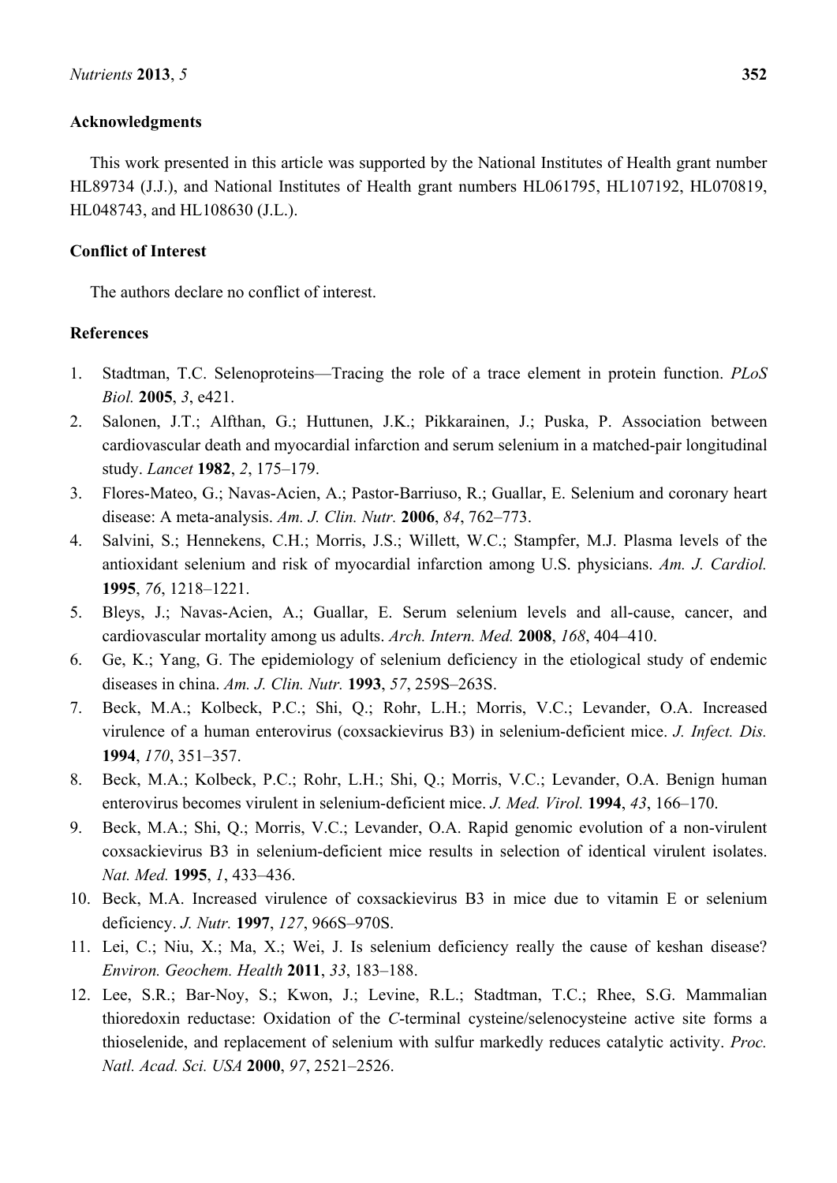## Acknowledgments

This work presented in this article was supported by the National Institutes of Health grant number HL89734 (J.J.), and National Institutes of Health grant numbers HL061795, HL107192, HL070819, HL048743, and HL108630 (J.L.).

## Conflict of Interest

The authors declare no conflict of interest.

## References

1. Stadtman, T.C. Selenoproteins—Tracing the role of a trace element in protein function. *PLoS Biol.* **2005**, *3*, e421.
2. Salonen, J.T.; Alfthan, G.; Huttunen, J.K.; Pikkarainen, J.; Puska, P. Association between cardiovascular death and myocardial infarction and serum selenium in a matched-pair longitudinal study. *Lancet* **1982**, *2*, 175–179.
3. Flores-Mateo, G.; Navas-Acien, A.; Pastor-Barriuso, R.; Guallar, E. Selenium and coronary heart disease: A meta-analysis. *Am. J. Clin. Nutr.* **2006**, *84*, 762–773.
4. Salvini, S.; Hennekens, C.H.; Morris, J.S.; Willett, W.C.; Stampfer, M.J. Plasma levels of the antioxidant selenium and risk of myocardial infarction among U.S. physicians. *Am. J. Cardiol.* **1995**, *76*, 1218–1221.
5. Bleys, J.; Navas-Acien, A.; Guallar, E. Serum selenium levels and all-cause, cancer, and cardiovascular mortality among us adults. *Arch. Intern. Med.* **2008**, *168*, 404–410.
6. Ge, K.; Yang, G. The epidemiology of selenium deficiency in the etiological study of endemic diseases in china. *Am. J. Clin. Nutr.* **1993**, *57*, 259S–263S.
7. Beck, M.A.; Kolbeck, P.C.; Shi, Q.; Rohr, L.H.; Morris, V.C.; Levander, O.A. Increased virulence of a human enterovirus (coxsackievirus B3) in selenium-deficient mice. *J. Infect. Dis.* **1994**, *170*, 351–357.
8. Beck, M.A.; Kolbeck, P.C.; Rohr, L.H.; Shi, Q.; Morris, V.C.; Levander, O.A. Benign human enterovirus becomes virulent in selenium-deficient mice. *J. Med. Virol.* **1994**, *43*, 166–170.
9. Beck, M.A.; Shi, Q.; Morris, V.C.; Levander, O.A. Rapid genomic evolution of a non-virulent coxsackievirus B3 in selenium-deficient mice results in selection of identical virulent isolates. *Nat. Med.* **1995**, *1*, 433–436.
10. Beck, M.A. Increased virulence of coxsackievirus B3 in mice due to vitamin E or selenium deficiency. *J. Nutr.* **1997**, *127*, 966S–970S.
11. Lei, C.; Niu, X.; Ma, X.; Wei, J. Is selenium deficiency really the cause of keshan disease? *Environ. Geochem. Health* **2011**, *33*, 183–188.
12. Lee, S.R.; Bar-Noy, S.; Kwon, J.; Levine, R.L.; Stadtman, T.C.; Rhee, S.G. Mammalian thioredoxin reductase: Oxidation of the *C*-terminal cysteine/selenocysteine active site forms a thioselenide, and replacement of selenium with sulfur markedly reduces catalytic activity. *Proc. Natl. Acad. Sci. USA* **2000**, *97*, 2521–2526.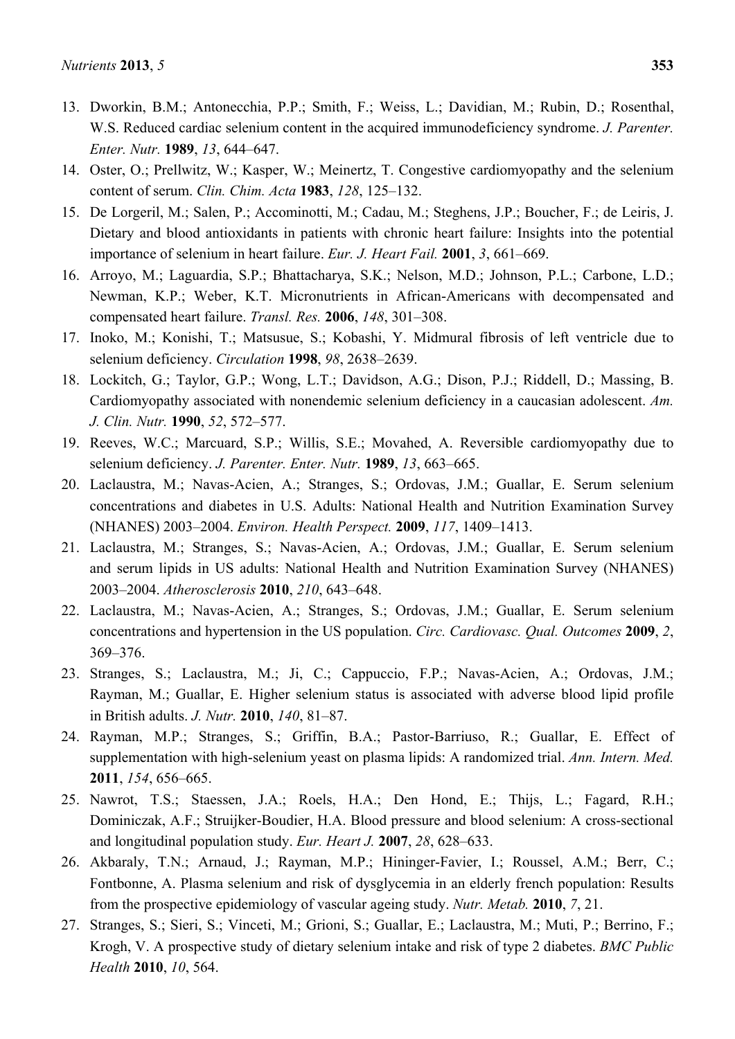13. Dworkin, B.M.; Antonecchia, P.P.; Smith, F.; Weiss, L.; Davidian, M.; Rubin, D.; Rosenthal, W.S. Reduced cardiac selenium content in the acquired immunodeficiency syndrome. *J. Parenter. Enter. Nutr.* **1989**, *13*, 644–647.
14. Oster, O.; Prellwitz, W.; Kasper, W.; Meinertz, T. Congestive cardiomyopathy and the selenium content of serum. *Clin. Chim. Acta* **1983**, *128*, 125–132.
15. De Lorgeril, M.; Salen, P.; Accominotti, M.; Cadau, M.; Steghens, J.P.; Boucher, F.; de Leiris, J. Dietary and blood antioxidants in patients with chronic heart failure: Insights into the potential importance of selenium in heart failure. *Eur. J. Heart Fail.* **2001**, *3*, 661–669.
16. Arroyo, M.; Laguardia, S.P.; Bhattacharya, S.K.; Nelson, M.D.; Johnson, P.L.; Carbone, L.D.; Newman, K.P.; Weber, K.T. Micronutrients in African-Americans with decompensated and compensated heart failure. *Transl. Res.* **2006**, *148*, 301–308.
17. Inoko, M.; Konishi, T.; Matsusue, S.; Kobashi, Y. Midmural fibrosis of left ventricle due to selenium deficiency. *Circulation* **1998**, *98*, 2638–2639.
18. Lockitch, G.; Taylor, G.P.; Wong, L.T.; Davidson, A.G.; Dison, P.J.; Riddell, D.; Massing, B. Cardiomyopathy associated with nonendemic selenium deficiency in a caucasian adolescent. *Am. J. Clin. Nutr.* **1990**, *52*, 572–577.
19. Reeves, W.C.; Marcuard, S.P.; Willis, S.E.; Movahed, A. Reversible cardiomyopathy due to selenium deficiency. *J. Parenter. Enter. Nutr.* **1989**, *13*, 663–665.
20. Laclaustra, M.; Navas-Acien, A.; Stranges, S.; Ordovas, J.M.; Guallar, E. Serum selenium concentrations and diabetes in U.S. Adults: National Health and Nutrition Examination Survey (NHANES) 2003–2004. *Environ. Health Perspect.* **2009**, *117*, 1409–1413.
21. Laclaustra, M.; Stranges, S.; Navas-Acien, A.; Ordovas, J.M.; Guallar, E. Serum selenium and serum lipids in US adults: National Health and Nutrition Examination Survey (NHANES) 2003–2004. *Atherosclerosis* **2010**, *210*, 643–648.
22. Laclaustra, M.; Navas-Acien, A.; Stranges, S.; Ordovas, J.M.; Guallar, E. Serum selenium concentrations and hypertension in the US population. *Circ. Cardiovasc. Qual. Outcomes* **2009**, *2*, 369–376.
23. Stranges, S.; Laclaustra, M.; Ji, C.; Cappuccio, F.P.; Navas-Acien, A.; Ordovas, J.M.; Rayman, M.; Guallar, E. Higher selenium status is associated with adverse blood lipid profile in British adults. *J. Nutr.* **2010**, *140*, 81–87.
24. Rayman, M.P.; Stranges, S.; Griffin, B.A.; Pastor-Barriuso, R.; Guallar, E. Effect of supplementation with high-selenium yeast on plasma lipids: A randomized trial. *Ann. Intern. Med.* **2011**, *154*, 656–665.
25. Nawrot, T.S.; Staessen, J.A.; Roels, H.A.; Den Hond, E.; Thijs, L.; Fagard, R.H.; Dominiczak, A.F.; Struijker-Boudier, H.A. Blood pressure and blood selenium: A cross-sectional and longitudinal population study. *Eur. Heart J.* **2007**, *28*, 628–633.
26. Akbaraly, T.N.; Arnaud, J.; Rayman, M.P.; Hininger-Favier, I.; Roussel, A.M.; Berr, C.; Fontbonne, A. Plasma selenium and risk of dysglycemia in an elderly french population: Results from the prospective epidemiology of vascular ageing study. *Nutr. Metab.* **2010**, *7*, 21.
27. Stranges, S.; Sieri, S.; Vinceti, M.; Grioni, S.; Guallar, E.; Laclaustra, M.; Muti, P.; Berrino, F.; Krogh, V. A prospective study of dietary selenium intake and risk of type 2 diabetes. *BMC Public Health* **2010**, *10*, 564.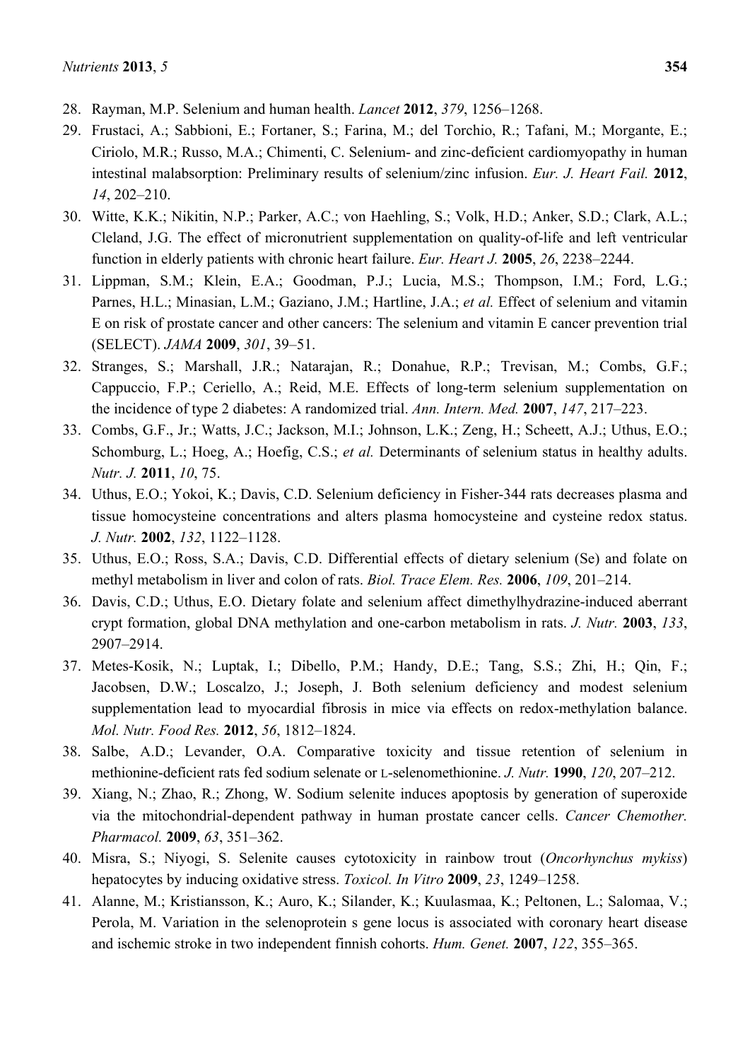28. Rayman, M.P. Selenium and human health. *Lancet* **2012**, *379*, 1256–1268.
29. Frustaci, A.; Sabbioni, E.; Fortaner, S.; Farina, M.; del Torchio, R.; Tafani, M.; Morgante, E.; Ciriolo, M.R.; Russo, M.A.; Chimenti, C. Selenium- and zinc-deficient cardiomyopathy in human intestinal malabsorption: Preliminary results of selenium/zinc infusion. *Eur. J. Heart Fail.* **2012**, *14*, 202–210.
30. Witte, K.K.; Nikitin, N.P.; Parker, A.C.; von Haehling, S.; Volk, H.D.; Anker, S.D.; Clark, A.L.; Cleland, J.G. The effect of micronutrient supplementation on quality-of-life and left ventricular function in elderly patients with chronic heart failure. *Eur. Heart J.* **2005**, *26*, 2238–2244.
31. Lippman, S.M.; Klein, E.A.; Goodman, P.J.; Lucia, M.S.; Thompson, I.M.; Ford, L.G.; Parnes, H.L.; Minasian, L.M.; Gaziano, J.M.; Hartline, J.A.; *et al.* Effect of selenium and vitamin E on risk of prostate cancer and other cancers: The selenium and vitamin E cancer prevention trial (SELECT). *JAMA* **2009**, *301*, 39–51.
32. Stranges, S.; Marshall, J.R.; Natarajan, R.; Donahue, R.P.; Trevisan, M.; Combs, G.F.; Cappuccio, F.P.; Ceriello, A.; Reid, M.E. Effects of long-term selenium supplementation on the incidence of type 2 diabetes: A randomized trial. *Ann. Intern. Med.* **2007**, *147*, 217–223.
33. Combs, G.F., Jr.; Watts, J.C.; Jackson, M.I.; Johnson, L.K.; Zeng, H.; Scheett, A.J.; Uthus, E.O.; Schomburg, L.; Hoeg, A.; Hoefig, C.S.; *et al.* Determinants of selenium status in healthy adults. *Nutr. J.* **2011**, *10*, 75.
34. Uthus, E.O.; Yokoi, K.; Davis, C.D. Selenium deficiency in Fisher-344 rats decreases plasma and tissue homocysteine concentrations and alters plasma homocysteine and cysteine redox status. *J. Nutr.* **2002**, *132*, 1122–1128.
35. Uthus, E.O.; Ross, S.A.; Davis, C.D. Differential effects of dietary selenium (Se) and folate on methyl metabolism in liver and colon of rats. *Biol. Trace Elem. Res.* **2006**, *109*, 201–214.
36. Davis, C.D.; Uthus, E.O. Dietary folate and selenium affect dimethylhydrazine-induced aberrant crypt formation, global DNA methylation and one-carbon metabolism in rats. *J. Nutr.* **2003**, *133*, 2907–2914.
37. Metes-Kosik, N.; Luptak, I.; Dibello, P.M.; Handy, D.E.; Tang, S.S.; Zhi, H.; Qin, F.; Jacobsen, D.W.; Loscalzo, J.; Joseph, J. Both selenium deficiency and modest selenium supplementation lead to myocardial fibrosis in mice via effects on redox-methylation balance. *Mol. Nutr. Food Res.* **2012**, *56*, 1812–1824.
38. Salbe, A.D.; Levander, O.A. Comparative toxicity and tissue retention of selenium in methionine-deficient rats fed sodium selenate or L-selenomethionine. *J. Nutr.* **1990**, *120*, 207–212.
39. Xiang, N.; Zhao, R.; Zhong, W. Sodium selenite induces apoptosis by generation of superoxide via the mitochondrial-dependent pathway in human prostate cancer cells. *Cancer Chemother. Pharmacol.* **2009**, *63*, 351–362.
40. Misra, S.; Niyogi, S. Selenite causes cytotoxicity in rainbow trout (*Oncorhynchus mykiss*) hepatocytes by inducing oxidative stress. *Toxicol. In Vitro* **2009**, *23*, 1249–1258.
41. Alanne, M.; Kristiansson, K.; Auro, K.; Silander, K.; Kuulasmaa, K.; Peltonen, L.; Salomaa, V.; Perola, M. Variation in the selenoprotein s gene locus is associated with coronary heart disease and ischemic stroke in two independent finnish cohorts. *Hum. Genet.* **2007**, *122*, 355–365.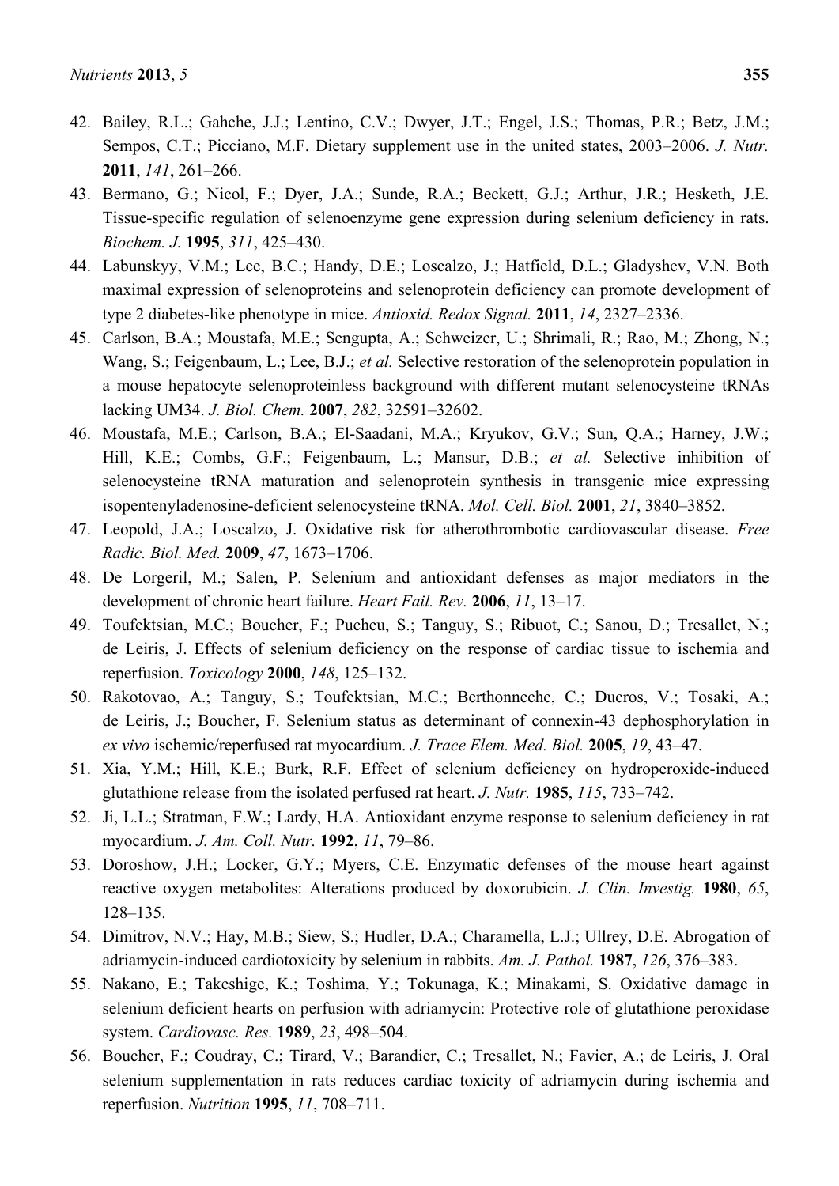42. Bailey, R.L.; Gahche, J.J.; Lentino, C.V.; Dwyer, J.T.; Engel, J.S.; Thomas, P.R.; Betz, J.M.; Sempos, C.T.; Picciano, M.F. Dietary supplement use in the united states, 2003–2006. *J. Nutr.* **2011**, *141*, 261–266.
43. Bermano, G.; Nicol, F.; Dyer, J.A.; Sunde, R.A.; Beckett, G.J.; Arthur, J.R.; Hesketh, J.E. Tissue-specific regulation of selenoenzyme gene expression during selenium deficiency in rats. *Biochem. J.* **1995**, *311*, 425–430.
44. Labunskyy, V.M.; Lee, B.C.; Handy, D.E.; Loscalzo, J.; Hatfield, D.L.; Gladyshev, V.N. Both maximal expression of selenoproteins and selenoprotein deficiency can promote development of type 2 diabetes-like phenotype in mice. *Antioxid. Redox Signal.* **2011**, *14*, 2327–2336.
45. Carlson, B.A.; Moustafa, M.E.; Sengupta, A.; Schweizer, U.; Shrimali, R.; Rao, M.; Zhong, N.; Wang, S.; Feigenbaum, L.; Lee, B.J.; *et al.* Selective restoration of the selenoprotein population in a mouse hepatocyte selenoproteinless background with different mutant selenocysteine tRNAs lacking UM34. *J. Biol. Chem.* **2007**, *282*, 32591–32602.
46. Moustafa, M.E.; Carlson, B.A.; El-Saadani, M.A.; Kryukov, G.V.; Sun, Q.A.; Harney, J.W.; Hill, K.E.; Combs, G.F.; Feigenbaum, L.; Mansur, D.B.; *et al.* Selective inhibition of selenocysteine tRNA maturation and selenoprotein synthesis in transgenic mice expressing isopentenyladenosine-deficient selenocysteine tRNA. *Mol. Cell. Biol.* **2001**, *21*, 3840–3852.
47. Leopold, J.A.; Loscalzo, J. Oxidative risk for atherothrombotic cardiovascular disease. *Free Radic. Biol. Med.* **2009**, *47*, 1673–1706.
48. De Lorgeril, M.; Salen, P. Selenium and antioxidant defenses as major mediators in the development of chronic heart failure. *Heart Fail. Rev.* **2006**, *11*, 13–17.
49. Toufektsian, M.C.; Boucher, F.; Pucheu, S.; Tanguy, S.; Ribuot, C.; Sanou, D.; Tresallet, N.; de Leiris, J. Effects of selenium deficiency on the response of cardiac tissue to ischemia and reperfusion. *Toxicology* **2000**, *148*, 125–132.
50. Rakotovao, A.; Tanguy, S.; Toufektsian, M.C.; Berthonneche, C.; Ducros, V.; Tosaki, A.; de Leiris, J.; Boucher, F. Selenium status as determinant of connexin-43 dephosphorylation in *ex vivo* ischemic/reperfused rat myocardium. *J. Trace Elem. Med. Biol.* **2005**, *19*, 43–47.
51. Xia, Y.M.; Hill, K.E.; Burk, R.F. Effect of selenium deficiency on hydroperoxide-induced glutathione release from the isolated perfused rat heart. *J. Nutr.* **1985**, *115*, 733–742.
52. Ji, L.L.; Stratman, F.W.; Lardy, H.A. Antioxidant enzyme response to selenium deficiency in rat myocardium. *J. Am. Coll. Nutr.* **1992**, *11*, 79–86.
53. Doroshow, J.H.; Locker, G.Y.; Myers, C.E. Enzymatic defenses of the mouse heart against reactive oxygen metabolites: Alterations produced by doxorubicin. *J. Clin. Investig.* **1980**, *65*, 128–135.
54. Dimitrov, N.V.; Hay, M.B.; Siew, S.; Hudler, D.A.; Charamella, L.J.; Ullrey, D.E. Abrogation of adriamycin-induced cardiotoxicity by selenium in rabbits. *Am. J. Pathol.* **1987**, *126*, 376–383.
55. Nakano, E.; Takeshige, K.; Toshima, Y.; Tokunaga, K.; Minakami, S. Oxidative damage in selenium deficient hearts on perfusion with adriamycin: Protective role of glutathione peroxidase system. *Cardiovasc. Res.* **1989**, *23*, 498–504.
56. Boucher, F.; Coudray, C.; Tirard, V.; Barandier, C.; Tresallet, N.; Favier, A.; de Leiris, J. Oral selenium supplementation in rats reduces cardiac toxicity of adriamycin during ischemia and reperfusion. *Nutrition* **1995**, *11*, 708–711.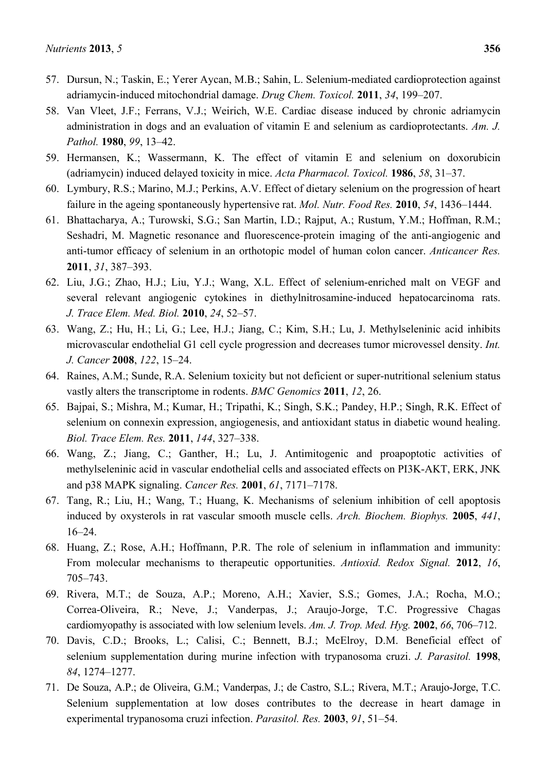57. Dursun, N.; Taskin, E.; Yerer Aycan, M.B.; Sahin, L. Selenium-mediated cardioprotection against adriamycin-induced mitochondrial damage. *Drug Chem. Toxicol.* **2011**, *34*, 199–207.
58. Van Vleet, J.F.; Ferrans, V.J.; Weirich, W.E. Cardiac disease induced by chronic adriamycin administration in dogs and an evaluation of vitamin E and selenium as cardioprotectants. *Am. J. Pathol.* **1980**, *99*, 13–42.
59. Hermansen, K.; Wassermann, K. The effect of vitamin E and selenium on doxorubicin (adriamycin) induced delayed toxicity in mice. *Acta Pharmacol. Toxicol.* **1986**, *58*, 31–37.
60. Lymbury, R.S.; Marino, M.J.; Perkins, A.V. Effect of dietary selenium on the progression of heart failure in the ageing spontaneously hypertensive rat. *Mol. Nutr. Food Res.* **2010**, *54*, 1436–1444.
61. Bhattacharya, A.; Turowski, S.G.; San Martin, I.D.; Rajput, A.; Rustum, Y.M.; Hoffman, R.M.; Seshadri, M. Magnetic resonance and fluorescence-protein imaging of the anti-angiogenic and anti-tumor efficacy of selenium in an orthotopic model of human colon cancer. *Anticancer Res.* **2011**, *31*, 387–393.
62. Liu, J.G.; Zhao, H.J.; Liu, Y.J.; Wang, X.L. Effect of selenium-enriched malt on VEGF and several relevant angiogenic cytokines in diethylnitrosamine-induced hepatocarcinoma rats. *J. Trace Elem. Med. Biol.* **2010**, *24*, 52–57.
63. Wang, Z.; Hu, H.; Li, G.; Lee, H.J.; Jiang, C.; Kim, S.H.; Lu, J. Methylseleninic acid inhibits microvascular endothelial G1 cell cycle progression and decreases tumor microvessel density. *Int. J. Cancer* **2008**, *122*, 15–24.
64. Raines, A.M.; Sunde, R.A. Selenium toxicity but not deficient or super-nutritional selenium status vastly alters the transcriptome in rodents. *BMC Genomics* **2011**, *12*, 26.
65. Bajpai, S.; Mishra, M.; Kumar, H.; Tripathi, K.; Singh, S.K.; Pandey, H.P.; Singh, R.K. Effect of selenium on connexin expression, angiogenesis, and antioxidant status in diabetic wound healing. *Biol. Trace Elem. Res.* **2011**, *144*, 327–338.
66. Wang, Z.; Jiang, C.; Ganther, H.; Lu, J. Antimitogenic and proapoptotic activities of methylseleninic acid in vascular endothelial cells and associated effects on PI3K-AKT, ERK, JNK and p38 MAPK signaling. *Cancer Res.* **2001**, *61*, 7171–7178.
67. Tang, R.; Liu, H.; Wang, T.; Huang, K. Mechanisms of selenium inhibition of cell apoptosis induced by oxysterols in rat vascular smooth muscle cells. *Arch. Biochem. Biophys.* **2005**, *441*, 16–24.
68. Huang, Z.; Rose, A.H.; Hoffmann, P.R. The role of selenium in inflammation and immunity: From molecular mechanisms to therapeutic opportunities. *Antioxid. Redox Signal.* **2012**, *16*, 705–743.
69. Rivera, M.T.; de Souza, A.P.; Moreno, A.H.; Xavier, S.S.; Gomes, J.A.; Rocha, M.O.; Correa-Oliveira, R.; Neve, J.; Vanderpas, J.; Araujo-Jorge, T.C. Progressive Chagas cardiomyopathy is associated with low selenium levels. *Am. J. Trop. Med. Hyg.* **2002**, *66*, 706–712.
70. Davis, C.D.; Brooks, L.; Calisi, C.; Bennett, B.J.; McElroy, D.M. Beneficial effect of selenium supplementation during murine infection with trypanosoma cruzi. *J. Parasitol.* **1998**, *84*, 1274–1277.
71. De Souza, A.P.; de Oliveira, G.M.; Vanderpas, J.; de Castro, S.L.; Rivera, M.T.; Araujo-Jorge, T.C. Selenium supplementation at low doses contributes to the decrease in heart damage in experimental trypanosoma cruzi infection. *Parasitol. Res.* **2003**, *91*, 51–54.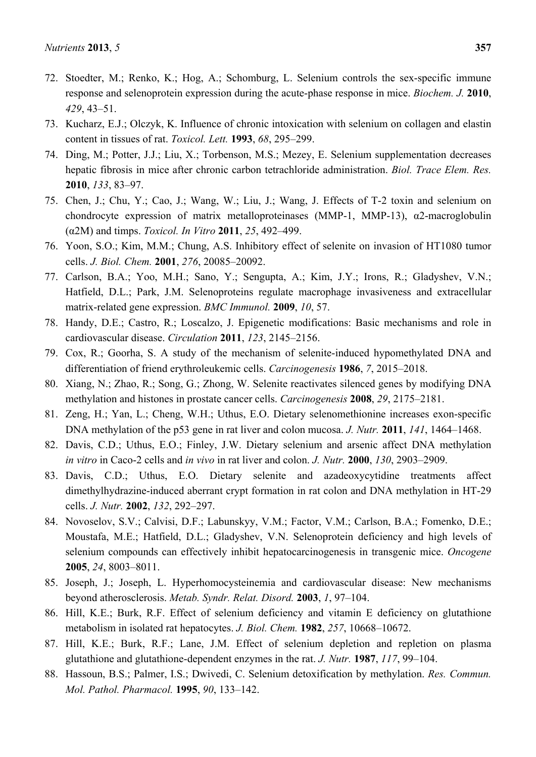72. Stoedter, M.; Renko, K.; Hog, A.; Schomburg, L. Selenium controls the sex-specific immune response and selenoprotein expression during the acute-phase response in mice. *Biochem. J.* **2010**, *429*, 43–51.
73. Kucharz, E.J.; Olczyk, K. Influence of chronic intoxication with selenium on collagen and elastin content in tissues of rat. *Toxicol. Lett.* **1993**, *68*, 295–299.
74. Ding, M.; Potter, J.J.; Liu, X.; Torbenson, M.S.; Mezey, E. Selenium supplementation decreases hepatic fibrosis in mice after chronic carbon tetrachloride administration. *Biol. Trace Elem. Res.* **2010**, *133*, 83–97.
75. Chen, J.; Chu, Y.; Cao, J.; Wang, W.; Liu, J.; Wang, J. Effects of T-2 toxin and selenium on chondrocyte expression of matrix metalloproteinases (MMP-1, MMP-13), α2-macroglobulin (α2M) and timps. *Toxicol. In Vitro* **2011**, *25*, 492–499.
76. Yoon, S.O.; Kim, M.M.; Chung, A.S. Inhibitory effect of selenite on invasion of HT1080 tumor cells. *J. Biol. Chem.* **2001**, *276*, 20085–20092.
77. Carlson, B.A.; Yoo, M.H.; Sano, Y.; Sengupta, A.; Kim, J.Y.; Irons, R.; Gladyshev, V.N.; Hatfield, D.L.; Park, J.M. Selenoproteins regulate macrophage invasiveness and extracellular matrix-related gene expression. *BMC Immunol.* **2009**, *10*, 57.
78. Handy, D.E.; Castro, R.; Loscalzo, J. Epigenetic modifications: Basic mechanisms and role in cardiovascular disease. *Circulation* **2011**, *123*, 2145–2156.
79. Cox, R.; Goorha, S. A study of the mechanism of selenite-induced hypomethylated DNA and differentiation of friend erythroleukemic cells. *Carcinogenesis* **1986**, *7*, 2015–2018.
80. Xiang, N.; Zhao, R.; Song, G.; Zhong, W. Selenite reactivates silenced genes by modifying DNA methylation and histones in prostate cancer cells. *Carcinogenesis* **2008**, *29*, 2175–2181.
81. Zeng, H.; Yan, L.; Cheng, W.H.; Uthus, E.O. Dietary selenomethionine increases exon-specific DNA methylation of the p53 gene in rat liver and colon mucosa. *J. Nutr.* **2011**, *141*, 1464–1468.
82. Davis, C.D.; Uthus, E.O.; Finley, J.W. Dietary selenium and arsenic affect DNA methylation *in vitro* in Caco-2 cells and *in vivo* in rat liver and colon. *J. Nutr.* **2000**, *130*, 2903–2909.
83. Davis, C.D.; Uthus, E.O. Dietary selenite and azadeoxycytidine treatments affect dimethylhydrazine-induced aberrant crypt formation in rat colon and DNA methylation in HT-29 cells. *J. Nutr.* **2002**, *132*, 292–297.
84. Novoselov, S.V.; Calvisi, D.F.; Labunskyy, V.M.; Factor, V.M.; Carlson, B.A.; Fomenko, D.E.; Moustafa, M.E.; Hatfield, D.L.; Gladyshev, V.N. Selenoprotein deficiency and high levels of selenium compounds can effectively inhibit hepatocarcinogenesis in transgenic mice. *Oncogene* **2005**, *24*, 8003–8011.
85. Joseph, J.; Joseph, L. Hyperhomocysteinemia and cardiovascular disease: New mechanisms beyond atherosclerosis. *Metab. Syndr. Relat. Disord.* **2003**, *1*, 97–104.
86. Hill, K.E.; Burk, R.F. Effect of selenium deficiency and vitamin E deficiency on glutathione metabolism in isolated rat hepatocytes. *J. Biol. Chem.* **1982**, *257*, 10668–10672.
87. Hill, K.E.; Burk, R.F.; Lane, J.M. Effect of selenium depletion and repletion on plasma glutathione and glutathione-dependent enzymes in the rat. *J. Nutr.* **1987**, *117*, 99–104.
88. Hassoun, B.S.; Palmer, I.S.; Dwivedi, C. Selenium detoxification by methylation. *Res. Commun. Mol. Pathol. Pharmacol.* **1995**, *90*, 133–142.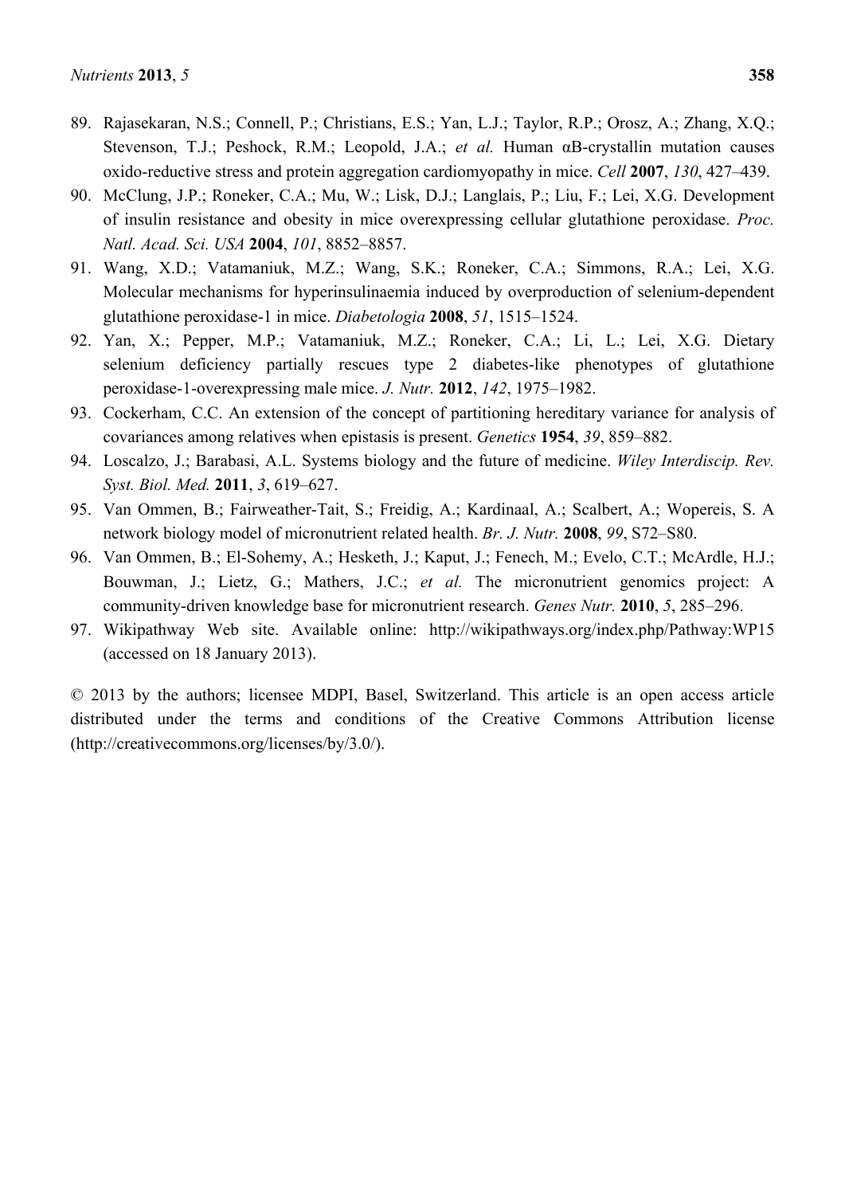89. Rajasekaran, N.S.; Connell, P.; Christians, E.S.; Yan, L.J.; Taylor, R.P.; Orosz, A.; Zhang, X.Q.; Stevenson, T.J.; Peshock, R.M.; Leopold, J.A.; *et al.* Human αB-crystallin mutation causes oxido-reductive stress and protein aggregation cardiomyopathy in mice. *Cell* **2007**, *130*, 427–439.
90. McClung, J.P.; Roneker, C.A.; Mu, W.; Lisk, D.J.; Langlais, P.; Liu, F.; Lei, X.G. Development of insulin resistance and obesity in mice overexpressing cellular glutathione peroxidase. *Proc. Natl. Acad. Sci. USA* **2004**, *101*, 8852–8857.
91. Wang, X.D.; Vatamaniuk, M.Z.; Wang, S.K.; Roneker, C.A.; Simmons, R.A.; Lei, X.G. Molecular mechanisms for hyperinsulinaemia induced by overproduction of selenium-dependent glutathione peroxidase-1 in mice. *Diabetologia* **2008**, *51*, 1515–1524.
92. Yan, X.; Pepper, M.P.; Vatamaniuk, M.Z.; Roneker, C.A.; Li, L.; Lei, X.G. Dietary selenium deficiency partially rescues type 2 diabetes-like phenotypes of glutathione peroxidase-1-overexpressing male mice. *J. Nutr.* **2012**, *142*, 1975–1982.
93. Cockerham, C.C. An extension of the concept of partitioning hereditary variance for analysis of covariances among relatives when epistasis is present. *Genetics* **1954**, *39*, 859–882.
94. Loscalzo, J.; Barabasi, A.L. Systems biology and the future of medicine. *Wiley Interdiscip. Rev. Syst. Biol. Med.* **2011**, *3*, 619–627.
95. Van Ommen, B.; Fairweather-Tait, S.; Freidig, A.; Kardinaal, A.; Scalbert, A.; Wopereis, S. A network biology model of micronutrient related health. *Br. J. Nutr.* **2008**, *99*, S72–S80.
96. Van Ommen, B.; El-Sohemy, A.; Hesketh, J.; Kaput, J.; Fenech, M.; Evelo, C.T.; McArdle, H.J.; Bouwman, J.; Lietz, G.; Mathers, J.C.; *et al.* The micronutrient genomics project: A community-driven knowledge base for micronutrient research. *Genes Nutr.* **2010**, *5*, 285–296.
97. Wikipathway Web site. Available online: http://wikipathways.org/index.php/Pathway:WP15 (accessed on 18 January 2013).

© 2013 by the authors; licensee MDPI, Basel, Switzerland. This article is an open access article distributed under the terms and conditions of the Creative Commons Attribution license (http://creativecommons.org/licenses/by/3.0/).